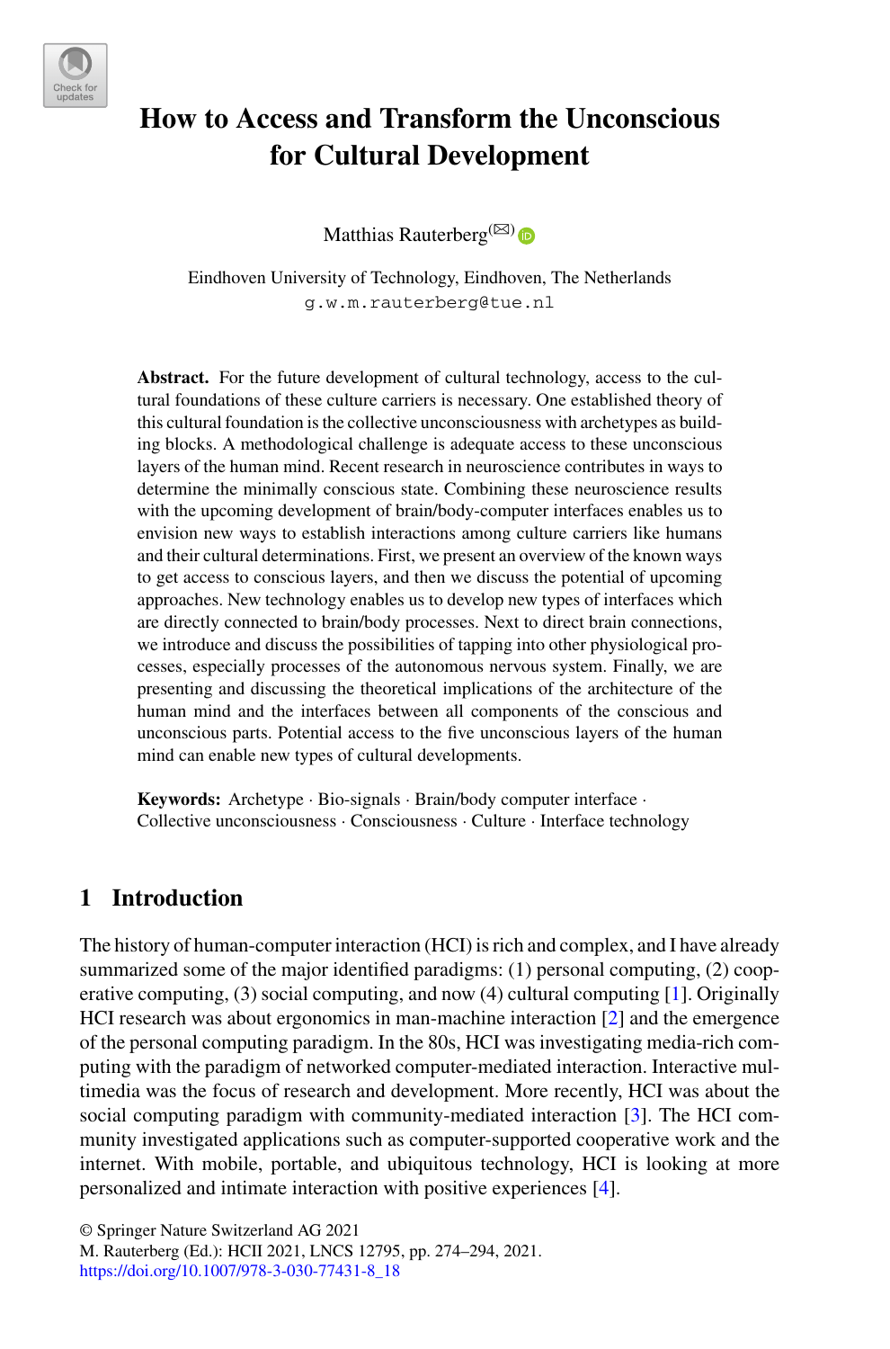# How to Access and Transform the Unconscious for Cultural Development

Matthias Rauterberg[✉]

Eindhoven University of Technology, Eindhoven, The Netherlands
g.w.m.rauterberg@tue.nl

**Abstract.** For the future development of cultural technology, access to the cultural foundations of these culture carriers is necessary. One established theory of this cultural foundation is the collective unconsciousness with archetypes as building blocks. A methodological challenge is adequate access to these unconscious layers of the human mind. Recent research in neuroscience contributes in ways to determine the minimally conscious state. Combining these neuroscience results with the upcoming development of brain/body-computer interfaces enables us to envision new ways to establish interactions among culture carriers like humans and their cultural determinations. First, we present an overview of the known ways to get access to conscious layers, and then we discuss the potential of upcoming approaches. New technology enables us to develop new types of interfaces which are directly connected to brain/body processes. Next to direct brain connections, we introduce and discuss the possibilities of tapping into other physiological processes, especially processes of the autonomous nervous system. Finally, we are presenting and discussing the theoretical implications of the architecture of the human mind and the interfaces between all components of the conscious and unconscious parts. Potential access to the five unconscious layers of the human mind can enable new types of cultural developments.

**Keywords:** Archetype · Bio-signals · Brain/body computer interface · Collective unconsciousness · Consciousness · Culture · Interface technology

## 1 Introduction

The history of human-computer interaction (HCI) is rich and complex, and I have already summarized some of the major identified paradigms: (1) personal computing, (2) cooperative computing, (3) social computing, and now (4) cultural computing [1]. Originally HCI research was about ergonomics in man-machine interaction [2] and the emergence of the personal computing paradigm. In the 80s, HCI was investigating media-rich computing with the paradigm of networked computer-mediated interaction. Interactive multimedia was the focus of research and development. More recently, HCI was about the social computing paradigm with community-mediated interaction [3]. The HCI community investigated applications such as computer-supported cooperative work and the internet. With mobile, portable, and ubiquitous technology, HCI is looking at more personalized and intimate interaction with positive experiences [4].

© Springer Nature Switzerland AG 2021
M. Rauterberg (Ed.): HCII 2021, LNCS 12795, pp. 274–294, 2021.
https://doi.org/10.1007/978-3-030-77431-8_18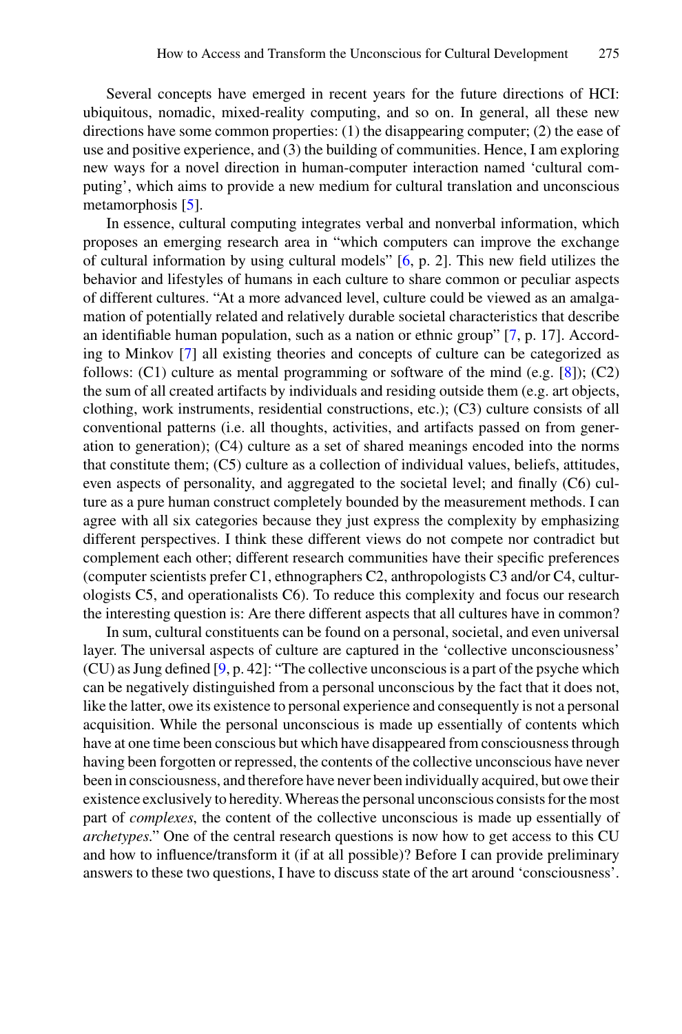Several concepts have emerged in recent years for the future directions of HCI: ubiquitous, nomadic, mixed-reality computing, and so on. In general, all these new directions have some common properties: (1) the disappearing computer; (2) the ease of use and positive experience, and (3) the building of communities. Hence, I am exploring new ways for a novel direction in human-computer interaction named 'cultural computing', which aims to provide a new medium for cultural translation and unconscious metamorphosis [5].

In essence, cultural computing integrates verbal and nonverbal information, which proposes an emerging research area in "which computers can improve the exchange of cultural information by using cultural models" [6, p. 2]. This new field utilizes the behavior and lifestyles of humans in each culture to share common or peculiar aspects of different cultures. "At a more advanced level, culture could be viewed as an amalgamation of potentially related and relatively durable societal characteristics that describe an identifiable human population, such as a nation or ethnic group" [7, p. 17]. According to Minkov [7] all existing theories and concepts of culture can be categorized as follows: (C1) culture as mental programming or software of the mind (e.g. [8]); (C2) the sum of all created artifacts by individuals and residing outside them (e.g. art objects, clothing, work instruments, residential constructions, etc.); (C3) culture consists of all conventional patterns (i.e. all thoughts, activities, and artifacts passed on from generation to generation); (C4) culture as a set of shared meanings encoded into the norms that constitute them; (C5) culture as a collection of individual values, beliefs, attitudes, even aspects of personality, and aggregated to the societal level; and finally (C6) culture as a pure human construct completely bounded by the measurement methods. I can agree with all six categories because they just express the complexity by emphasizing different perspectives. I think these different views do not compete nor contradict but complement each other; different research communities have their specific preferences (computer scientists prefer C1, ethnographers C2, anthropologists C3 and/or C4, culturologists C5, and operationalists C6). To reduce this complexity and focus our research the interesting question is: Are there different aspects that all cultures have in common?

In sum, cultural constituents can be found on a personal, societal, and even universal layer. The universal aspects of culture are captured in the 'collective unconsciousness' (CU) as Jung defined [9, p. 42]: "The collective unconscious is a part of the psyche which can be negatively distinguished from a personal unconscious by the fact that it does not, like the latter, owe its existence to personal experience and consequently is not a personal acquisition. While the personal unconscious is made up essentially of contents which have at one time been conscious but which have disappeared from consciousness through having been forgotten or repressed, the contents of the collective unconscious have never been in consciousness, and therefore have never been individually acquired, but owe their existence exclusively to heredity. Whereas the personal unconscious consists for the most part of *complexes*, the content of the collective unconscious is made up essentially of *archetypes*." One of the central research questions is now how to get access to this CU and how to influence/transform it (if at all possible)? Before I can provide preliminary answers to these two questions, I have to discuss state of the art around 'consciousness'.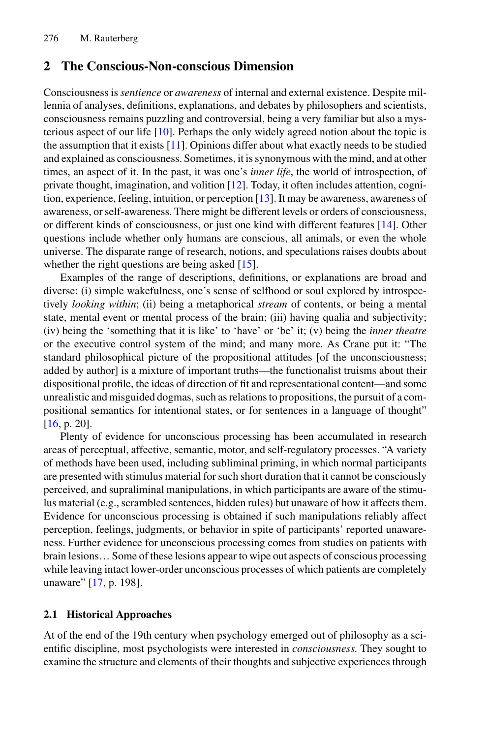## 2 The Conscious-Non-conscious Dimension

Consciousness is *sentience* or *awareness* of internal and external existence. Despite millennia of analyses, definitions, explanations, and debates by philosophers and scientists, consciousness remains puzzling and controversial, being a very familiar but also a mysterious aspect of our life [10]. Perhaps the only widely agreed notion about the topic is the assumption that it exists [11]. Opinions differ about what exactly needs to be studied and explained as consciousness. Sometimes, it is synonymous with the mind, and at other times, an aspect of it. In the past, it was one's *inner life*, the world of introspection, of private thought, imagination, and volition [12]. Today, it often includes attention, cognition, experience, feeling, intuition, or perception [13]. It may be awareness, awareness of awareness, or self-awareness. There might be different levels or orders of consciousness, or different kinds of consciousness, or just one kind with different features [14]. Other questions include whether only humans are conscious, all animals, or even the whole universe. The disparate range of research, notions, and speculations raises doubts about whether the right questions are being asked [15].

Examples of the range of descriptions, definitions, or explanations are broad and diverse: (i) simple wakefulness, one's sense of selfhood or soul explored by introspectively *looking within*; (ii) being a metaphorical *stream* of contents, or being a mental state, mental event or mental process of the brain; (iii) having qualia and subjectivity; (iv) being the 'something that it is like' to 'have' or 'be' it; (v) being the *inner theatre* or the executive control system of the mind; and many more. As Crane put it: "The standard philosophical picture of the propositional attitudes [of the unconsciousness; added by author] is a mixture of important truths—the functionalist truisms about their dispositional profile, the ideas of direction of fit and representational content—and some unrealistic and misguided dogmas, such as relations to propositions, the pursuit of a compositional semantics for intentional states, or for sentences in a language of thought" [16, p. 20].

Plenty of evidence for unconscious processing has been accumulated in research areas of perceptual, affective, semantic, motor, and self-regulatory processes. "A variety of methods have been used, including subliminal priming, in which normal participants are presented with stimulus material for such short duration that it cannot be consciously perceived, and supraliminal manipulations, in which participants are aware of the stimulus material (e.g., scrambled sentences, hidden rules) but unaware of how it affects them. Evidence for unconscious processing is obtained if such manipulations reliably affect perception, feelings, judgments, or behavior in spite of participants' reported unawareness. Further evidence for unconscious processing comes from studies on patients with brain lesions… Some of these lesions appear to wipe out aspects of conscious processing while leaving intact lower-order unconscious processes of which patients are completely unaware" [17, p. 198].

### 2.1 Historical Approaches

At of the end of the 19th century when psychology emerged out of philosophy as a scientific discipline, most psychologists were interested in *consciousness.* They sought to examine the structure and elements of their thoughts and subjective experiences through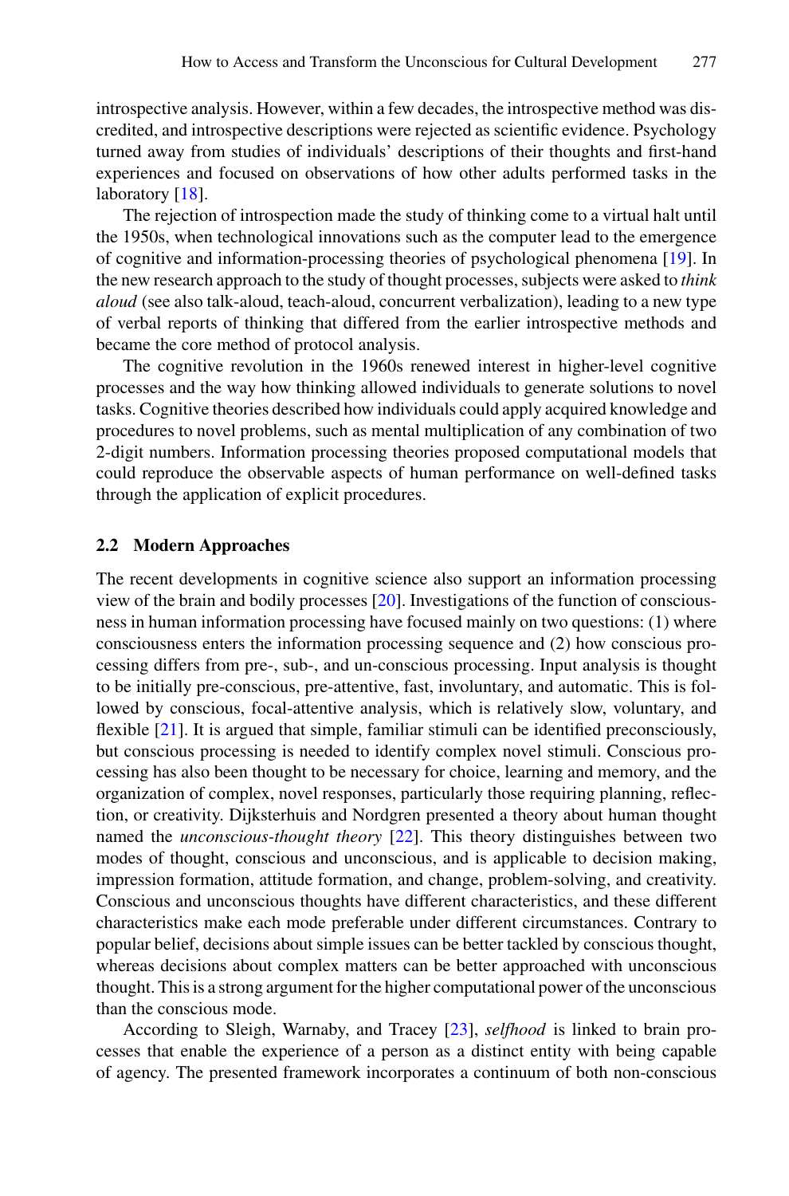introspective analysis. However, within a few decades, the introspective method was discredited, and introspective descriptions were rejected as scientific evidence. Psychology turned away from studies of individuals' descriptions of their thoughts and first-hand experiences and focused on observations of how other adults performed tasks in the laboratory [18].

The rejection of introspection made the study of thinking come to a virtual halt until the 1950s, when technological innovations such as the computer lead to the emergence of cognitive and information-processing theories of psychological phenomena [19]. In the new research approach to the study of thought processes, subjects were asked to *think aloud* (see also talk-aloud, teach-aloud, concurrent verbalization), leading to a new type of verbal reports of thinking that differed from the earlier introspective methods and became the core method of protocol analysis.

The cognitive revolution in the 1960s renewed interest in higher-level cognitive processes and the way how thinking allowed individuals to generate solutions to novel tasks. Cognitive theories described how individuals could apply acquired knowledge and procedures to novel problems, such as mental multiplication of any combination of two 2-digit numbers. Information processing theories proposed computational models that could reproduce the observable aspects of human performance on well-defined tasks through the application of explicit procedures.

### 2.2 Modern Approaches

The recent developments in cognitive science also support an information processing view of the brain and bodily processes [20]. Investigations of the function of consciousness in human information processing have focused mainly on two questions: (1) where consciousness enters the information processing sequence and (2) how conscious processing differs from pre-, sub-, and un-conscious processing. Input analysis is thought to be initially pre-conscious, pre-attentive, fast, involuntary, and automatic. This is followed by conscious, focal-attentive analysis, which is relatively slow, voluntary, and flexible [21]. It is argued that simple, familiar stimuli can be identified preconsciously, but conscious processing is needed to identify complex novel stimuli. Conscious processing has also been thought to be necessary for choice, learning and memory, and the organization of complex, novel responses, particularly those requiring planning, reflection, or creativity. Dijksterhuis and Nordgren presented a theory about human thought named the *unconscious-thought theory* [22]. This theory distinguishes between two modes of thought, conscious and unconscious, and is applicable to decision making, impression formation, attitude formation, and change, problem-solving, and creativity. Conscious and unconscious thoughts have different characteristics, and these different characteristics make each mode preferable under different circumstances. Contrary to popular belief, decisions about simple issues can be better tackled by conscious thought, whereas decisions about complex matters can be better approached with unconscious thought. This is a strong argument for the higher computational power of the unconscious than the conscious mode.

According to Sleigh, Warnaby, and Tracey [23], *selfhood* is linked to brain processes that enable the experience of a person as a distinct entity with being capable of agency. The presented framework incorporates a continuum of both non-conscious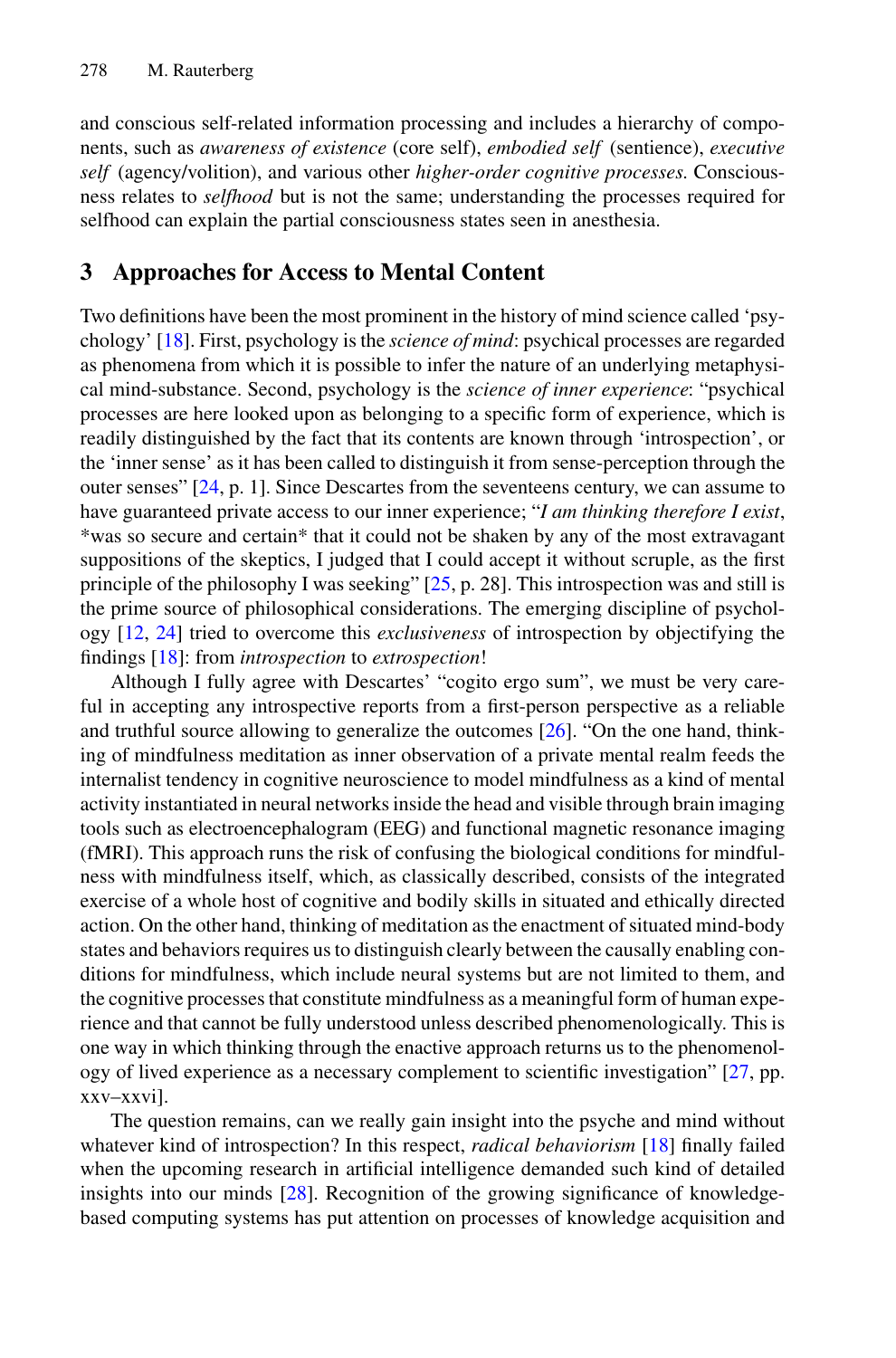and conscious self-related information processing and includes a hierarchy of components, such as *awareness of existence* (core self), *embodied self* (sentience), *executive self* (agency/volition), and various other *higher-order cognitive processes*. Consciousness relates to *selfhood* but is not the same; understanding the processes required for selfhood can explain the partial consciousness states seen in anesthesia.

## 3 Approaches for Access to Mental Content

Two definitions have been the most prominent in the history of mind science called 'psychology' [18]. First, psychology is the *science of mind*: psychical processes are regarded as phenomena from which it is possible to infer the nature of an underlying metaphysical mind-substance. Second, psychology is the *science of inner experience*: "psychical processes are here looked upon as belonging to a specific form of experience, which is readily distinguished by the fact that its contents are known through 'introspection', or the 'inner sense' as it has been called to distinguish it from sense-perception through the outer senses" [24, p. 1]. Since Descartes from the seventeens century, we can assume to have guaranteed private access to our inner experience; "*I am thinking therefore I exist*, *was so secure and certain* that it could not be shaken by any of the most extravagant suppositions of the skeptics, I judged that I could accept it without scruple, as the first principle of the philosophy I was seeking" [25, p. 28]. This introspection was and still is the prime source of philosophical considerations. The emerging discipline of psychology [12, 24] tried to overcome this *exclusiveness* of introspection by objectifying the findings [18]: from *introspection* to *extrospection*!

Although I fully agree with Descartes' "cogito ergo sum", we must be very careful in accepting any introspective reports from a first-person perspective as a reliable and truthful source allowing to generalize the outcomes [26]. "On the one hand, thinking of mindfulness meditation as inner observation of a private mental realm feeds the internalist tendency in cognitive neuroscience to model mindfulness as a kind of mental activity instantiated in neural networks inside the head and visible through brain imaging tools such as electroencephalogram (EEG) and functional magnetic resonance imaging (fMRI). This approach runs the risk of confusing the biological conditions for mindfulness with mindfulness itself, which, as classically described, consists of the integrated exercise of a whole host of cognitive and bodily skills in situated and ethically directed action. On the other hand, thinking of meditation as the enactment of situated mind-body states and behaviors requires us to distinguish clearly between the causally enabling conditions for mindfulness, which include neural systems but are not limited to them, and the cognitive processes that constitute mindfulness as a meaningful form of human experience and that cannot be fully understood unless described phenomenologically. This is one way in which thinking through the enactive approach returns us to the phenomenology of lived experience as a necessary complement to scientific investigation" [27, pp. xxv–xxvi].

The question remains, can we really gain insight into the psyche and mind without whatever kind of introspection? In this respect, *radical behaviorism* [18] finally failed when the upcoming research in artificial intelligence demanded such kind of detailed insights into our minds [28]. Recognition of the growing significance of knowledge-based computing systems has put attention on processes of knowledge acquisition and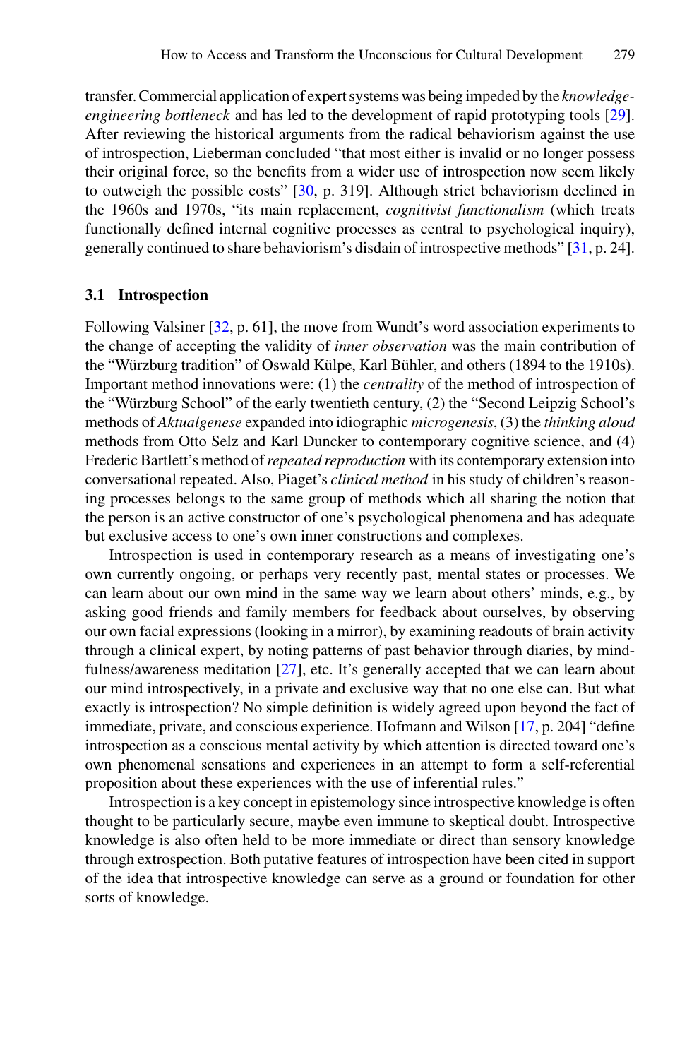transfer. Commercial application of expert systems was being impeded by the *knowledge-engineering bottleneck* and has led to the development of rapid prototyping tools [29]. After reviewing the historical arguments from the radical behaviorism against the use of introspection, Lieberman concluded "that most either is invalid or no longer possess their original force, so the benefits from a wider use of introspection now seem likely to outweigh the possible costs" [30, p. 319]. Although strict behaviorism declined in the 1960s and 1970s, "its main replacement, *cognitivist functionalism* (which treats functionally defined internal cognitive processes as central to psychological inquiry), generally continued to share behaviorism's disdain of introspective methods" [31, p. 24].

### 3.1 Introspection

Following Valsiner [32, p. 61], the move from Wundt's word association experiments to the change of accepting the validity of *inner observation* was the main contribution of the "Würzburg tradition" of Oswald Külpe, Karl Bühler, and others (1894 to the 1910s). Important method innovations were: (1) the *centrality* of the method of introspection of the "Würzburg School" of the early twentieth century, (2) the "Second Leipzig School's methods of *Aktualgenese* expanded into idiographic *microgenesis*, (3) the *thinking aloud* methods from Otto Selz and Karl Duncker to contemporary cognitive science, and (4) Frederic Bartlett's method of *repeated reproduction* with its contemporary extension into conversational repeated. Also, Piaget's *clinical method* in his study of children's reasoning processes belongs to the same group of methods which all sharing the notion that the person is an active constructor of one's psychological phenomena and has adequate but exclusive access to one's own inner constructions and complexes.

Introspection is used in contemporary research as a means of investigating one's own currently ongoing, or perhaps very recently past, mental states or processes. We can learn about our own mind in the same way we learn about others' minds, e.g., by asking good friends and family members for feedback about ourselves, by observing our own facial expressions (looking in a mirror), by examining readouts of brain activity through a clinical expert, by noting patterns of past behavior through diaries, by mindfulness/awareness meditation [27], etc. It's generally accepted that we can learn about our mind introspectively, in a private and exclusive way that no one else can. But what exactly is introspection? No simple definition is widely agreed upon beyond the fact of immediate, private, and conscious experience. Hofmann and Wilson [17, p. 204] "define introspection as a conscious mental activity by which attention is directed toward one's own phenomenal sensations and experiences in an attempt to form a self-referential proposition about these experiences with the use of inferential rules."

Introspection is a key concept in epistemology since introspective knowledge is often thought to be particularly secure, maybe even immune to skeptical doubt. Introspective knowledge is also often held to be more immediate or direct than sensory knowledge through extrospection. Both putative features of introspection have been cited in support of the idea that introspective knowledge can serve as a ground or foundation for other sorts of knowledge.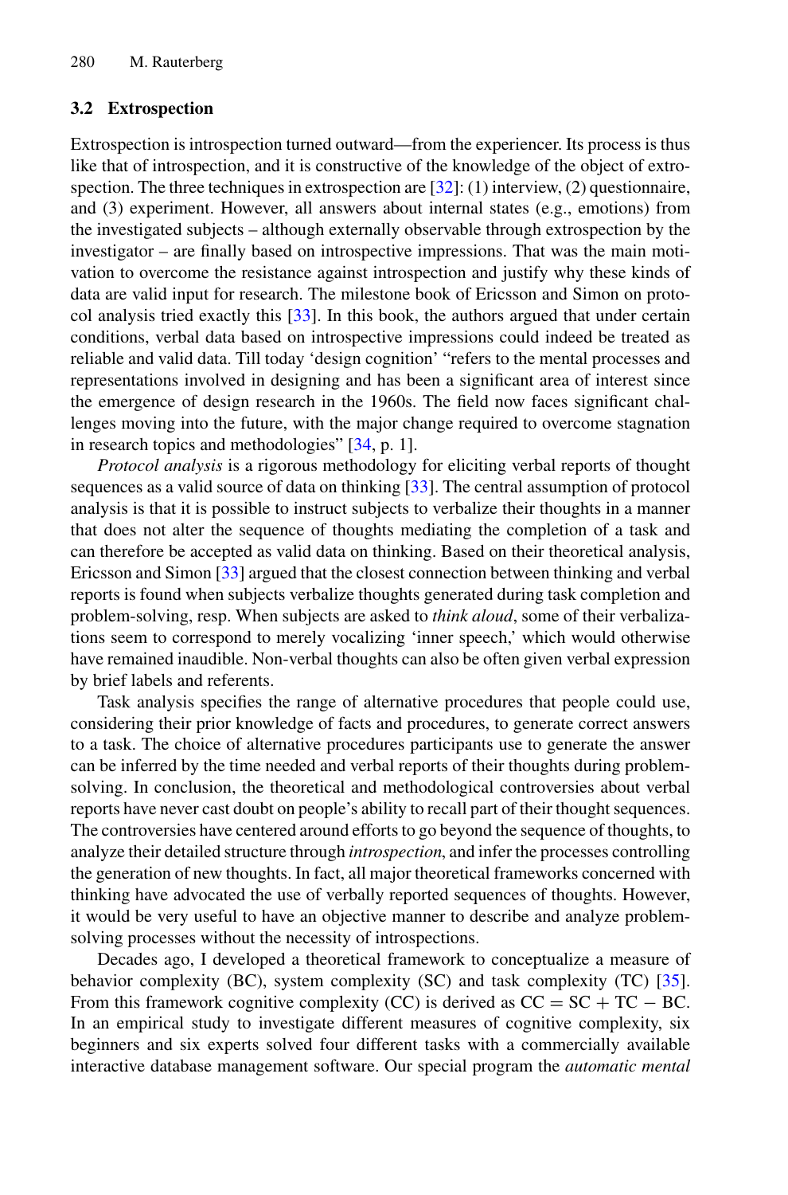### 3.2 Extrospection

Extrospection is introspection turned outward—from the experiencer. Its process is thus like that of introspection, and it is constructive of the knowledge of the object of extrospection. The three techniques in extrospection are [32]: (1) interview, (2) questionnaire, and (3) experiment. However, all answers about internal states (e.g., emotions) from the investigated subjects – although externally observable through extrospection by the investigator – are finally based on introspective impressions. That was the main motivation to overcome the resistance against introspection and justify why these kinds of data are valid input for research. The milestone book of Ericsson and Simon on protocol analysis tried exactly this [33]. In this book, the authors argued that under certain conditions, verbal data based on introspective impressions could indeed be treated as reliable and valid data. Till today 'design cognition' "refers to the mental processes and representations involved in designing and has been a significant area of interest since the emergence of design research in the 1960s. The field now faces significant challenges moving into the future, with the major change required to overcome stagnation in research topics and methodologies" [34, p. 1].

*Protocol analysis* is a rigorous methodology for eliciting verbal reports of thought sequences as a valid source of data on thinking [33]. The central assumption of protocol analysis is that it is possible to instruct subjects to verbalize their thoughts in a manner that does not alter the sequence of thoughts mediating the completion of a task and can therefore be accepted as valid data on thinking. Based on their theoretical analysis, Ericsson and Simon [33] argued that the closest connection between thinking and verbal reports is found when subjects verbalize thoughts generated during task completion and problem-solving, resp. When subjects are asked to *think aloud*, some of their verbalizations seem to correspond to merely vocalizing 'inner speech,' which would otherwise have remained inaudible. Non-verbal thoughts can also be often given verbal expression by brief labels and referents.

Task analysis specifies the range of alternative procedures that people could use, considering their prior knowledge of facts and procedures, to generate correct answers to a task. The choice of alternative procedures participants use to generate the answer can be inferred by the time needed and verbal reports of their thoughts during problem-solving. In conclusion, the theoretical and methodological controversies about verbal reports have never cast doubt on people's ability to recall part of their thought sequences. The controversies have centered around efforts to go beyond the sequence of thoughts, to analyze their detailed structure through *introspection*, and infer the processes controlling the generation of new thoughts. In fact, all major theoretical frameworks concerned with thinking have advocated the use of verbally reported sequences of thoughts. However, it would be very useful to have an objective manner to describe and analyze problem-solving processes without the necessity of introspections.

Decades ago, I developed a theoretical framework to conceptualize a measure of behavior complexity (BC), system complexity (SC) and task complexity (TC) [35]. From this framework cognitive complexity (CC) is derived as $CC = SC + TC - BC$. In an empirical study to investigate different measures of cognitive complexity, six beginners and six experts solved four different tasks with a commercially available interactive database management software. Our special program the *automatic mental*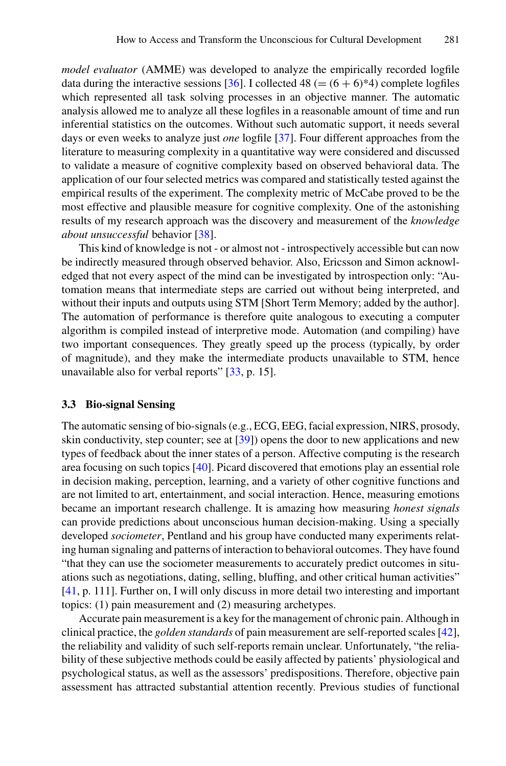*model evaluator* (AMME) was developed to analyze the empirically recorded logfile data during the interactive sessions [36]. I collected 48 (= (6 + 6)*4) complete logfiles which represented all task solving processes in an objective manner. The automatic analysis allowed me to analyze all these logfiles in a reasonable amount of time and run inferential statistics on the outcomes. Without such automatic support, it needs several days or even weeks to analyze just *one* logfile [37]. Four different approaches from the literature to measuring complexity in a quantitative way were considered and discussed to validate a measure of cognitive complexity based on observed behavioral data. The application of our four selected metrics was compared and statistically tested against the empirical results of the experiment. The complexity metric of McCabe proved to be the most effective and plausible measure for cognitive complexity. One of the astonishing results of my research approach was the discovery and measurement of the *knowledge about unsuccessful* behavior [38].

This kind of knowledge is not - or almost not - introspectively accessible but can now be indirectly measured through observed behavior. Also, Ericsson and Simon acknowledged that not every aspect of the mind can be investigated by introspection only: "Automation means that intermediate steps are carried out without being interpreted, and without their inputs and outputs using STM [Short Term Memory; added by the author]. The automation of performance is therefore quite analogous to executing a computer algorithm is compiled instead of interpretive mode. Automation (and compiling) have two important consequences. They greatly speed up the process (typically, by order of magnitude), and they make the intermediate products unavailable to STM, hence unavailable also for verbal reports" [33, p. 15].

### 3.3 Bio-signal Sensing

The automatic sensing of bio-signals (e.g., ECG, EEG, facial expression, NIRS, prosody, skin conductivity, step counter; see at [39]) opens the door to new applications and new types of feedback about the inner states of a person. Affective computing is the research area focusing on such topics [40]. Picard discovered that emotions play an essential role in decision making, perception, learning, and a variety of other cognitive functions and are not limited to art, entertainment, and social interaction. Hence, measuring emotions became an important research challenge. It is amazing how measuring *honest signals* can provide predictions about unconscious human decision-making. Using a specially developed *sociometer*, Pentland and his group have conducted many experiments relating human signaling and patterns of interaction to behavioral outcomes. They have found "that they can use the sociometer measurements to accurately predict outcomes in situations such as negotiations, dating, selling, bluffing, and other critical human activities" [41, p. 111]. Further on, I will only discuss in more detail two interesting and important topics: (1) pain measurement and (2) measuring archetypes.

Accurate pain measurement is a key for the management of chronic pain. Although in clinical practice, the *golden standards* of pain measurement are self-reported scales [42], the reliability and validity of such self-reports remain unclear. Unfortunately, "the reliability of these subjective methods could be easily affected by patients' physiological and psychological status, as well as the assessors' predispositions. Therefore, objective pain assessment has attracted substantial attention recently. Previous studies of functional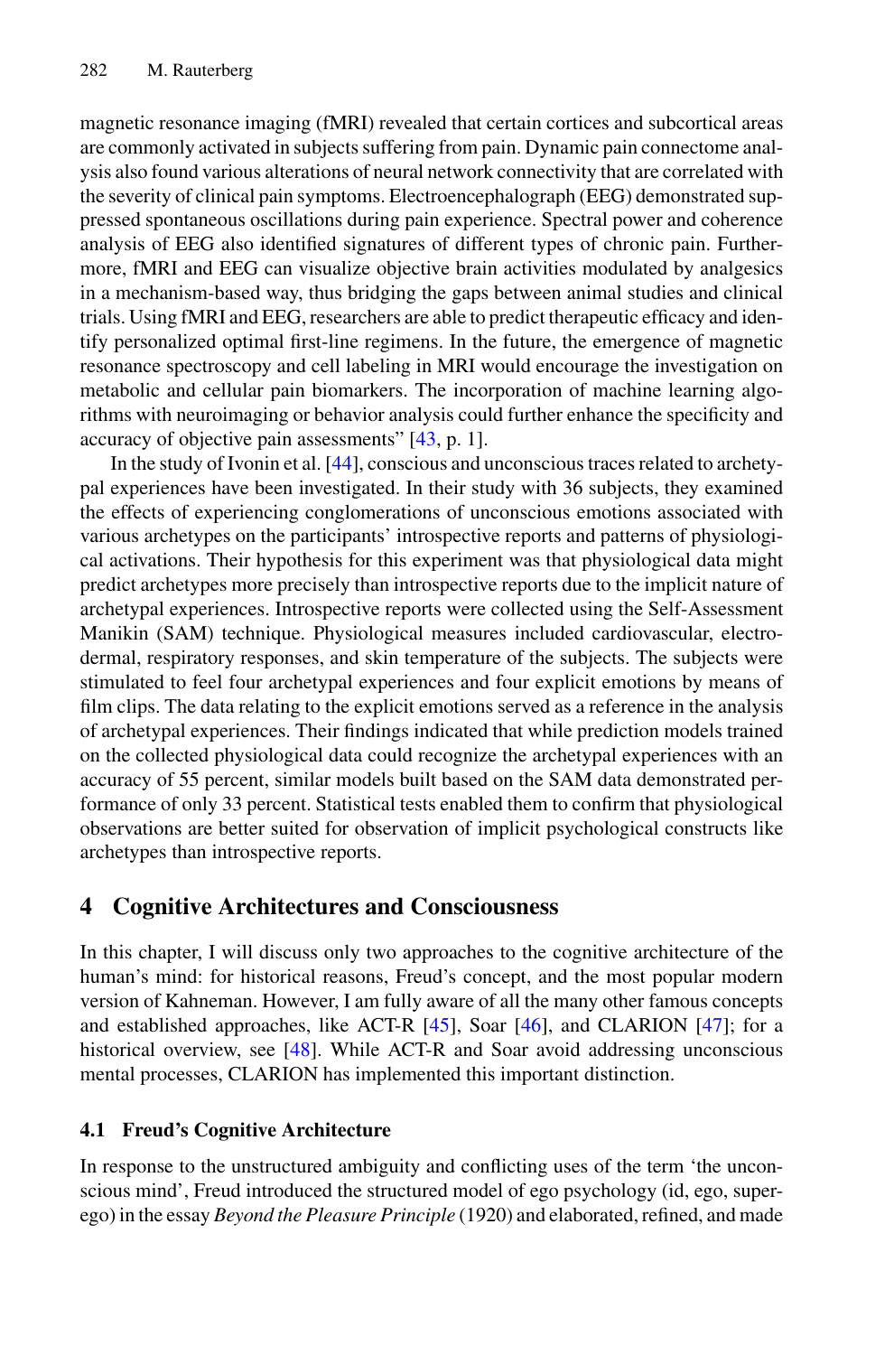magnetic resonance imaging (fMRI) revealed that certain cortices and subcortical areas are commonly activated in subjects suffering from pain. Dynamic pain connectome analysis also found various alterations of neural network connectivity that are correlated with the severity of clinical pain symptoms. Electroencephalograph (EEG) demonstrated suppressed spontaneous oscillations during pain experience. Spectral power and coherence analysis of EEG also identified signatures of different types of chronic pain. Furthermore, fMRI and EEG can visualize objective brain activities modulated by analgesics in a mechanism-based way, thus bridging the gaps between animal studies and clinical trials. Using fMRI and EEG, researchers are able to predict therapeutic efficacy and identify personalized optimal first-line regimens. In the future, the emergence of magnetic resonance spectroscopy and cell labeling in MRI would encourage the investigation on metabolic and cellular pain biomarkers. The incorporation of machine learning algorithms with neuroimaging or behavior analysis could further enhance the specificity and accuracy of objective pain assessments" [43, p. 1].

In the study of Ivonin et al. [44], conscious and unconscious traces related to archetypal experiences have been investigated. In their study with 36 subjects, they examined the effects of experiencing conglomerations of unconscious emotions associated with various archetypes on the participants' introspective reports and patterns of physiological activations. Their hypothesis for this experiment was that physiological data might predict archetypes more precisely than introspective reports due to the implicit nature of archetypal experiences. Introspective reports were collected using the Self-Assessment Manikin (SAM) technique. Physiological measures included cardiovascular, electrodermal, respiratory responses, and skin temperature of the subjects. The subjects were stimulated to feel four archetypal experiences and four explicit emotions by means of film clips. The data relating to the explicit emotions served as a reference in the analysis of archetypal experiences. Their findings indicated that while prediction models trained on the collected physiological data could recognize the archetypal experiences with an accuracy of 55 percent, similar models built based on the SAM data demonstrated performance of only 33 percent. Statistical tests enabled them to confirm that physiological observations are better suited for observation of implicit psychological constructs like archetypes than introspective reports.

## 4 Cognitive Architectures and Consciousness

In this chapter, I will discuss only two approaches to the cognitive architecture of the human's mind: for historical reasons, Freud's concept, and the most popular modern version of Kahneman. However, I am fully aware of all the many other famous concepts and established approaches, like ACT-R [45], Soar [46], and CLARION [47]; for a historical overview, see [48]. While ACT-R and Soar avoid addressing unconscious mental processes, CLARION has implemented this important distinction.

### 4.1 Freud's Cognitive Architecture

In response to the unstructured ambiguity and conflicting uses of the term 'the unconscious mind', Freud introduced the structured model of ego psychology (id, ego, superego) in the essay *Beyond the Pleasure Principle* (1920) and elaborated, refined, and made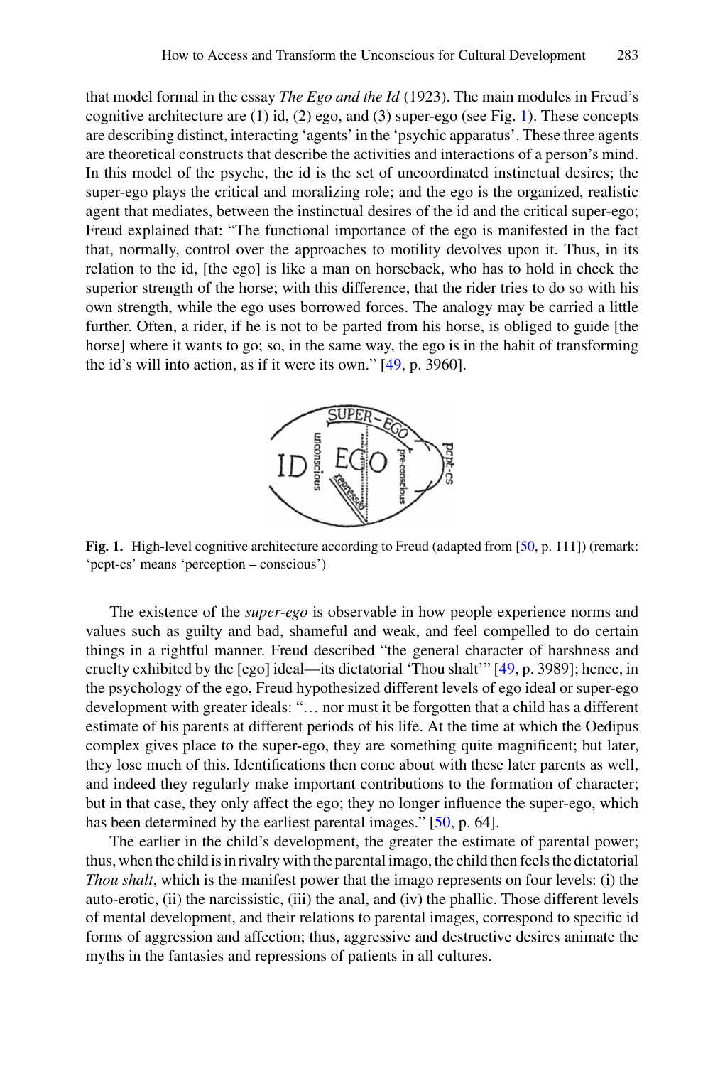that model formal in the essay *The Ego and the Id* (1923). The main modules in Freud's cognitive architecture are (1) id, (2) ego, and (3) super-ego (see Fig. 1). These concepts are describing distinct, interacting 'agents' in the 'psychic apparatus'. These three agents are theoretical constructs that describe the activities and interactions of a person's mind. In this model of the psyche, the id is the set of uncoordinated instinctual desires; the super-ego plays the critical and moralizing role; and the ego is the organized, realistic agent that mediates, between the instinctual desires of the id and the critical super-ego; Freud explained that: "The functional importance of the ego is manifested in the fact that, normally, control over the approaches to motility devolves upon it. Thus, in its relation to the id, [the ego] is like a man on horseback, who has to hold in check the superior strength of the horse; with this difference, that the rider tries to do so with his own strength, while the ego uses borrowed forces. The analogy may be carried a little further. Often, a rider, if he is not to be parted from his horse, is obliged to guide [the horse] where it wants to go; so, in the same way, the ego is in the habit of transforming the id's will into action, as if it were its own." [49, p. 3960].

SUPER-EGO
ID
unconscious
EGO
repressed
pre-conscious
Pcpt-cs

**Fig. 1.** High-level cognitive architecture according to Freud (adapted from [50, p. 111]) (remark: 'pcpt-cs' means 'perception – conscious')

The existence of the *super-ego* is observable in how people experience norms and values such as guilty and bad, shameful and weak, and feel compelled to do certain things in a rightful manner. Freud described "the general character of harshness and cruelty exhibited by the [ego] ideal—its dictatorial 'Thou shalt'" [49, p. 3989]; hence, in the psychology of the ego, Freud hypothesized different levels of ego ideal or super-ego development with greater ideals: "… nor must it be forgotten that a child has a different estimate of his parents at different periods of his life. At the time at which the Oedipus complex gives place to the super-ego, they are something quite magnificent; but later, they lose much of this. Identifications then come about with these later parents as well, and indeed they regularly make important contributions to the formation of character; but in that case, they only affect the ego; they no longer influence the super-ego, which has been determined by the earliest parental images." [50, p. 64].

The earlier in the child's development, the greater the estimate of parental power; thus, when the child is in rivalry with the parental imago, the child then feels the dictatorial *Thou shalt*, which is the manifest power that the imago represents on four levels: (i) the auto-erotic, (ii) the narcissistic, (iii) the anal, and (iv) the phallic. Those different levels of mental development, and their relations to parental images, correspond to specific id forms of aggression and affection; thus, aggressive and destructive desires animate the myths in the fantasies and repressions of patients in all cultures.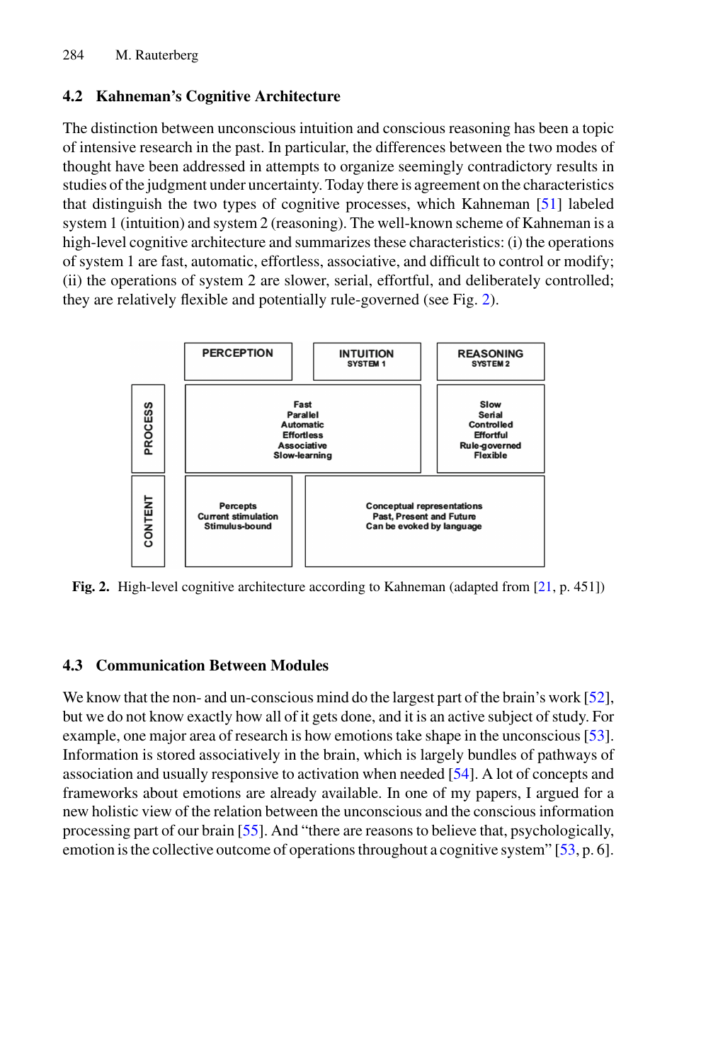### 4.2 Kahneman's Cognitive Architecture

The distinction between unconscious intuition and conscious reasoning has been a topic of intensive research in the past. In particular, the differences between the two modes of thought have been addressed in attempts to organize seemingly contradictory results in studies of the judgment under uncertainty. Today there is agreement on the characteristics that distinguish the two types of cognitive processes, which Kahneman [51] labeled system 1 (intuition) and system 2 (reasoning). The well-known scheme of Kahneman is a high-level cognitive architecture and summarizes these characteristics: (i) the operations of system 1 are fast, automatic, effortless, associative, and difficult to control or modify; (ii) the operations of system 2 are slower, serial, effortful, and deliberately controlled; they are relatively flexible and potentially rule-governed (see Fig. 2).

PERCEPTION

INTUITION
SYSTEM 1

REASONING
SYSTEM 2

PROCESS

Fast
Parallel
Automatic
Effortless
Associative
Slow-learning

Slow
Serial
Controlled
Effortful
Rule-governed
Flexible

CONTENT

Percepts
Current stimulation
Stimulus-bound

Conceptual representations
Past, Present and Future
Can be evoked by language

**Fig. 2.** High-level cognitive architecture according to Kahneman (adapted from [21, p. 451])

### 4.3 Communication Between Modules

We know that the non- and un-conscious mind do the largest part of the brain's work [52], but we do not know exactly how all of it gets done, and it is an active subject of study. For example, one major area of research is how emotions take shape in the unconscious [53]. Information is stored associatively in the brain, which is largely bundles of pathways of association and usually responsive to activation when needed [54]. A lot of concepts and frameworks about emotions are already available. In one of my papers, I argued for a new holistic view of the relation between the unconscious and the conscious information processing part of our brain [55]. And "there are reasons to believe that, psychologically, emotion is the collective outcome of operations throughout a cognitive system" [53, p. 6].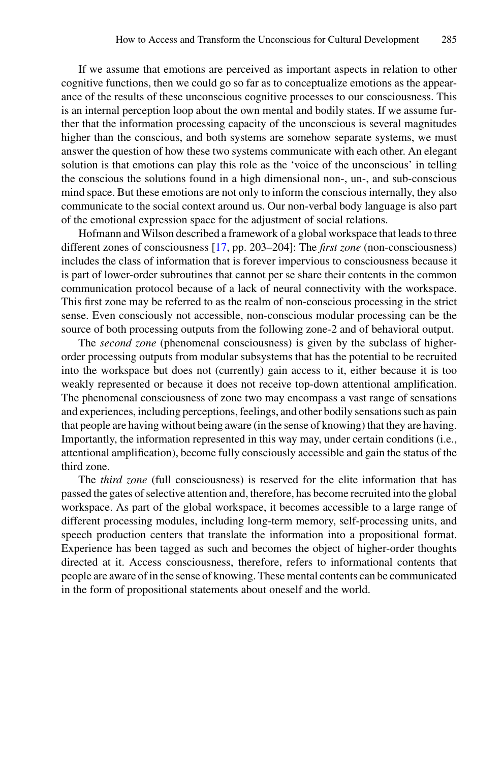If we assume that emotions are perceived as important aspects in relation to other cognitive functions, then we could go so far as to conceptualize emotions as the appearance of the results of these unconscious cognitive processes to our consciousness. This is an internal perception loop about the own mental and bodily states. If we assume further that the information processing capacity of the unconscious is several magnitudes higher than the conscious, and both systems are somehow separate systems, we must answer the question of how these two systems communicate with each other. An elegant solution is that emotions can play this role as the 'voice of the unconscious' in telling the conscious the solutions found in a high dimensional non-, un-, and sub-conscious mind space. But these emotions are not only to inform the conscious internally, they also communicate to the social context around us. Our non-verbal body language is also part of the emotional expression space for the adjustment of social relations.

Hofmann and Wilson described a framework of a global workspace that leads to three different zones of consciousness [17, pp. 203–204]: The *first zone* (non-consciousness) includes the class of information that is forever impervious to consciousness because it is part of lower-order subroutines that cannot per se share their contents in the common communication protocol because of a lack of neural connectivity with the workspace. This first zone may be referred to as the realm of non-conscious processing in the strict sense. Even consciously not accessible, non-conscious modular processing can be the source of both processing outputs from the following zone-2 and of behavioral output.

The *second zone* (phenomenal consciousness) is given by the subclass of higher-order processing outputs from modular subsystems that has the potential to be recruited into the workspace but does not (currently) gain access to it, either because it is too weakly represented or because it does not receive top-down attentional amplification. The phenomenal consciousness of zone two may encompass a vast range of sensations and experiences, including perceptions, feelings, and other bodily sensations such as pain that people are having without being aware (in the sense of knowing) that they are having. Importantly, the information represented in this way may, under certain conditions (i.e., attentional amplification), become fully consciously accessible and gain the status of the third zone.

The *third zone* (full consciousness) is reserved for the elite information that has passed the gates of selective attention and, therefore, has become recruited into the global workspace. As part of the global workspace, it becomes accessible to a large range of different processing modules, including long-term memory, self-processing units, and speech production centers that translate the information into a propositional format. Experience has been tagged as such and becomes the object of higher-order thoughts directed at it. Access consciousness, therefore, refers to informational contents that people are aware of in the sense of knowing. These mental contents can be communicated in the form of propositional statements about oneself and the world.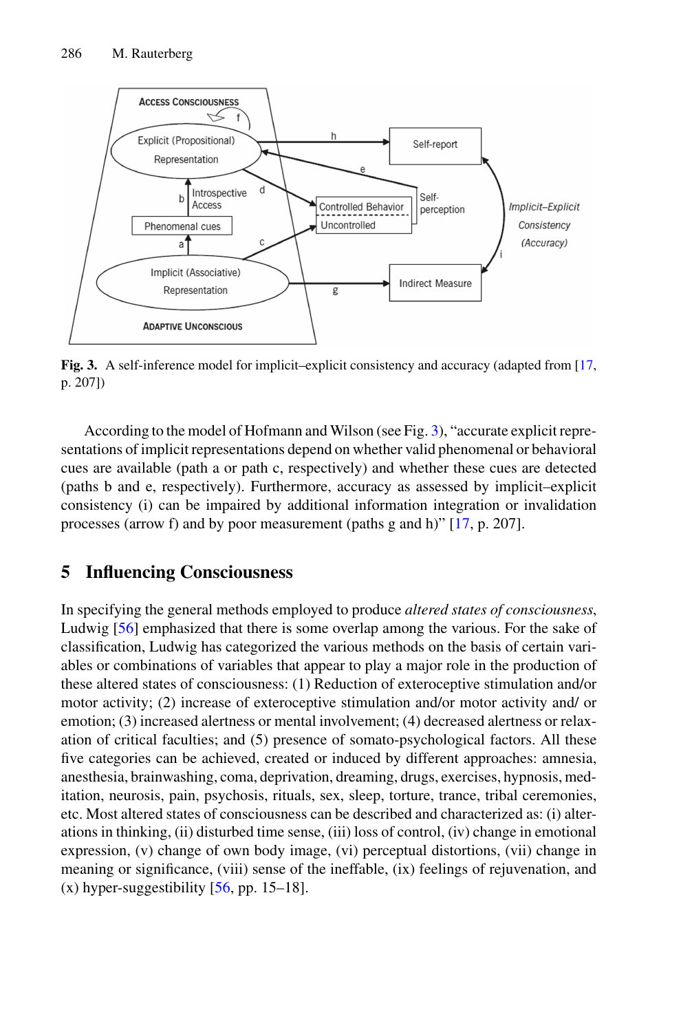Fig. 3. A self-inference model for implicit–explicit consistency and accuracy (adapted from [17, p. 207])

According to the model of Hofmann and Wilson (see Fig. 3), "accurate explicit representations of implicit representations depend on whether valid phenomenal or behavioral cues are available (path a or path c, respectively) and whether these cues are detected (paths b and e, respectively). Furthermore, accuracy as assessed by implicit–explicit consistency (i) can be impaired by additional information integration or invalidation processes (arrow f) and by poor measurement (paths g and h)" [17, p. 207].

## 5 Influencing Consciousness

In specifying the general methods employed to produce *altered states of consciousness*, Ludwig [56] emphasized that there is some overlap among the various. For the sake of classification, Ludwig has categorized the various methods on the basis of certain variables or combinations of variables that appear to play a major role in the production of these altered states of consciousness: (1) Reduction of exteroceptive stimulation and/or motor activity; (2) increase of exteroceptive stimulation and/or motor activity and/ or emotion; (3) increased alertness or mental involvement; (4) decreased alertness or relaxation of critical faculties; and (5) presence of somato-psychological factors. All these five categories can be achieved, created or induced by different approaches: amnesia, anesthesia, brainwashing, coma, deprivation, dreaming, drugs, exercises, hypnosis, meditation, neurosis, pain, psychosis, rituals, sex, sleep, torture, trance, tribal ceremonies, etc. Most altered states of consciousness can be described and characterized as: (i) alterations in thinking, (ii) disturbed time sense, (iii) loss of control, (iv) change in emotional expression, (v) change of own body image, (vi) perceptual distortions, (vii) change in meaning or significance, (viii) sense of the ineffable, (ix) feelings of rejuvenation, and (x) hyper-suggestibility [56, pp. 15–18].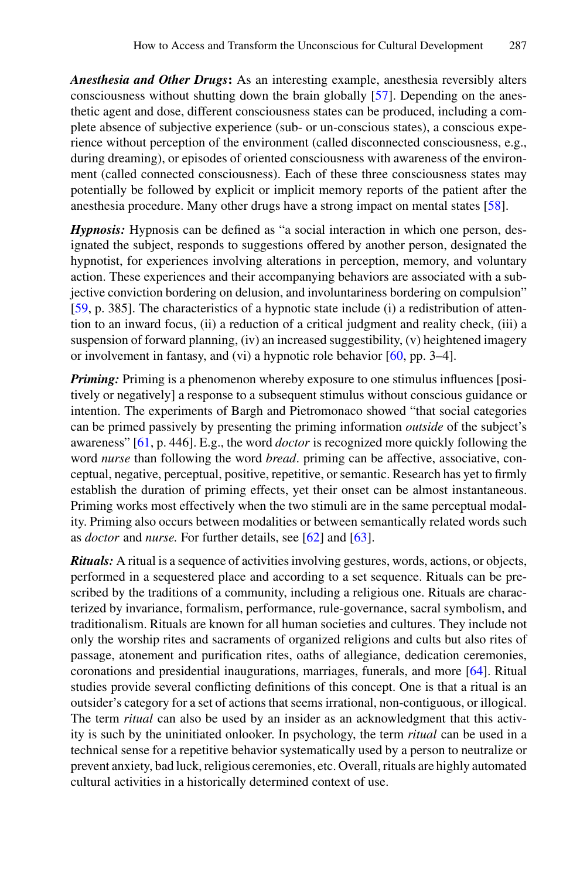***Anesthesia and Other Drugs*****:** As an interesting example, anesthesia reversibly alters consciousness without shutting down the brain globally [57]. Depending on the anesthetic agent and dose, different consciousness states can be produced, including a complete absence of subjective experience (sub- or un-conscious states), a conscious experience without perception of the environment (called disconnected consciousness, e.g., during dreaming), or episodes of oriented consciousness with awareness of the environment (called connected consciousness). Each of these three consciousness states may potentially be followed by explicit or implicit memory reports of the patient after the anesthesia procedure. Many other drugs have a strong impact on mental states [58].

***Hypnosis:*** Hypnosis can be defined as "a social interaction in which one person, designated the subject, responds to suggestions offered by another person, designated the hypnotist, for experiences involving alterations in perception, memory, and voluntary action. These experiences and their accompanying behaviors are associated with a subjective conviction bordering on delusion, and involuntariness bordering on compulsion" [59, p. 385]. The characteristics of a hypnotic state include (i) a redistribution of attention to an inward focus, (ii) a reduction of a critical judgment and reality check, (iii) a suspension of forward planning, (iv) an increased suggestibility, (v) heightened imagery or involvement in fantasy, and (vi) a hypnotic role behavior [60, pp. 3–4].

***Priming:*** Priming is a phenomenon whereby exposure to one stimulus influences [positively or negatively] a response to a subsequent stimulus without conscious guidance or intention. The experiments of Bargh and Pietromonaco showed "that social categories can be primed passively by presenting the priming information *outside* of the subject's awareness" [61, p. 446]. E.g., the word *doctor* is recognized more quickly following the word *nurse* than following the word *bread*. priming can be affective, associative, conceptual, negative, perceptual, positive, repetitive, or semantic. Research has yet to firmly establish the duration of priming effects, yet their onset can be almost instantaneous. Priming works most effectively when the two stimuli are in the same perceptual modality. Priming also occurs between modalities or between semantically related words such as *doctor* and *nurse.* For further details, see [62] and [63].

***Rituals:*** A ritual is a sequence of activities involving gestures, words, actions, or objects, performed in a sequestered place and according to a set sequence. Rituals can be prescribed by the traditions of a community, including a religious one. Rituals are characterized by invariance, formalism, performance, rule-governance, sacral symbolism, and traditionalism. Rituals are known for all human societies and cultures. They include not only the worship rites and sacraments of organized religions and cults but also rites of passage, atonement and purification rites, oaths of allegiance, dedication ceremonies, coronations and presidential inaugurations, marriages, funerals, and more [64]. Ritual studies provide several conflicting definitions of this concept. One is that a ritual is an outsider's category for a set of actions that seems irrational, non-contiguous, or illogical. The term *ritual* can also be used by an insider as an acknowledgment that this activity is such by the uninitiated onlooker. In psychology, the term *ritual* can be used in a technical sense for a repetitive behavior systematically used by a person to neutralize or prevent anxiety, bad luck, religious ceremonies, etc. Overall, rituals are highly automated cultural activities in a historically determined context of use.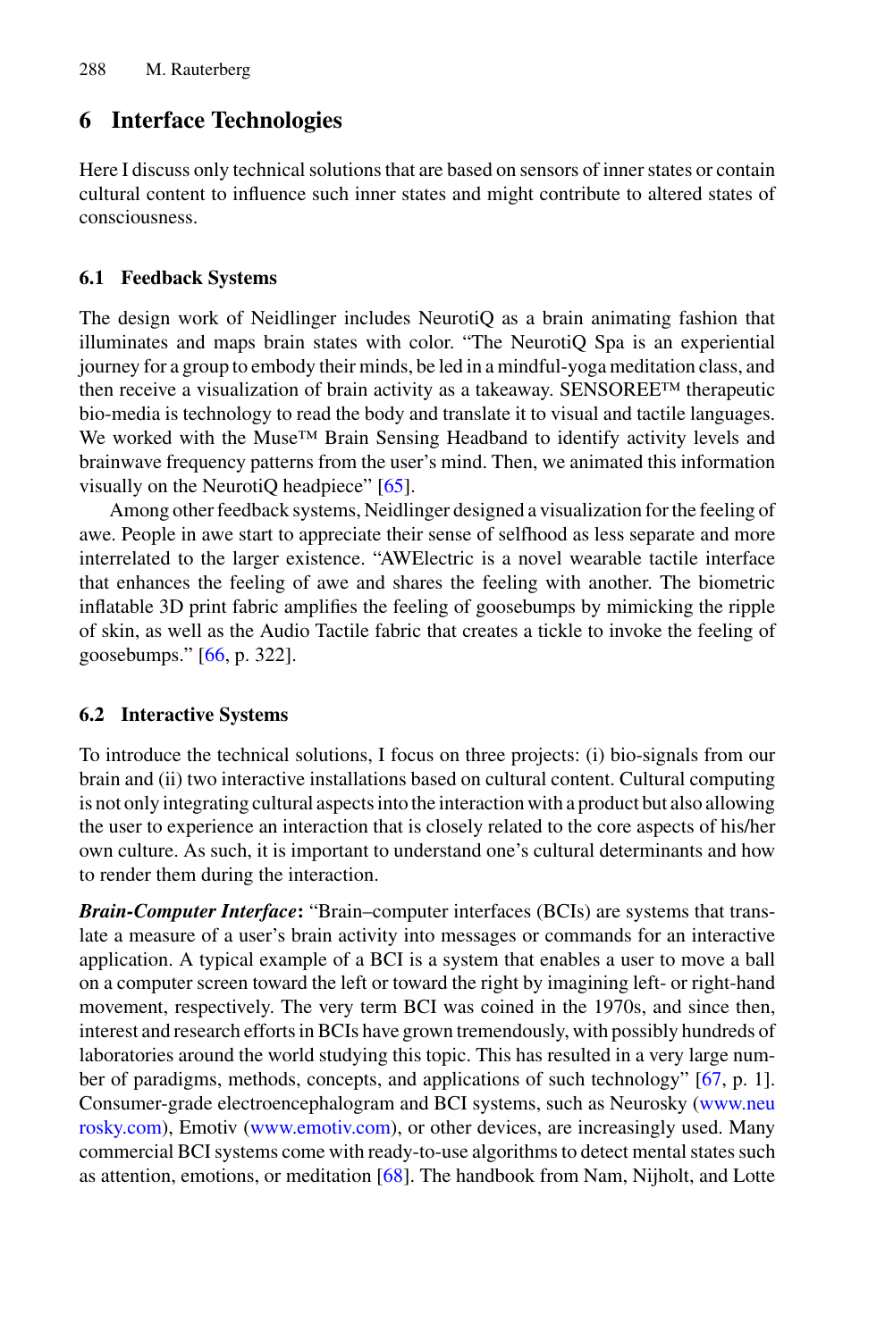## 6 Interface Technologies

Here I discuss only technical solutions that are based on sensors of inner states or contain cultural content to influence such inner states and might contribute to altered states of consciousness.

### 6.1 Feedback Systems

The design work of Neidlinger includes NeurotiQ as a brain animating fashion that illuminates and maps brain states with color. "The NeurotiQ Spa is an experiential journey for a group to embody their minds, be led in a mindful-yoga meditation class, and then receive a visualization of brain activity as a takeaway. SENSOREE™ therapeutic bio-media is technology to read the body and translate it to visual and tactile languages. We worked with the Muse™ Brain Sensing Headband to identify activity levels and brainwave frequency patterns from the user's mind. Then, we animated this information visually on the NeurotiQ headpiece" [65].

Among other feedback systems, Neidlinger designed a visualization for the feeling of awe. People in awe start to appreciate their sense of selfhood as less separate and more interrelated to the larger existence. "AWElectric is a novel wearable tactile interface that enhances the feeling of awe and shares the feeling with another. The biometric inflatable 3D print fabric amplifies the feeling of goosebumps by mimicking the ripple of skin, as well as the Audio Tactile fabric that creates a tickle to invoke the feeling of goosebumps." [66, p. 322].

### 6.2 Interactive Systems

To introduce the technical solutions, I focus on three projects: (i) bio-signals from our brain and (ii) two interactive installations based on cultural content. Cultural computing is not only integrating cultural aspects into the interaction with a product but also allowing the user to experience an interaction that is closely related to the core aspects of his/her own culture. As such, it is important to understand one's cultural determinants and how to render them during the interaction.

***Brain-Computer Interface*****:** "Brain–computer interfaces (BCIs) are systems that translate a measure of a user's brain activity into messages or commands for an interactive application. A typical example of a BCI is a system that enables a user to move a ball on a computer screen toward the left or toward the right by imagining left- or right-hand movement, respectively. The very term BCI was coined in the 1970s, and since then, interest and research efforts in BCIs have grown tremendously, with possibly hundreds of laboratories around the world studying this topic. This has resulted in a very large number of paradigms, methods, concepts, and applications of such technology" [67, p. 1]. Consumer-grade electroencephalogram and BCI systems, such as Neurosky (www.neurosky.com), Emotiv (www.emotiv.com), or other devices, are increasingly used. Many commercial BCI systems come with ready-to-use algorithms to detect mental states such as attention, emotions, or meditation [68]. The handbook from Nam, Nijholt, and Lotte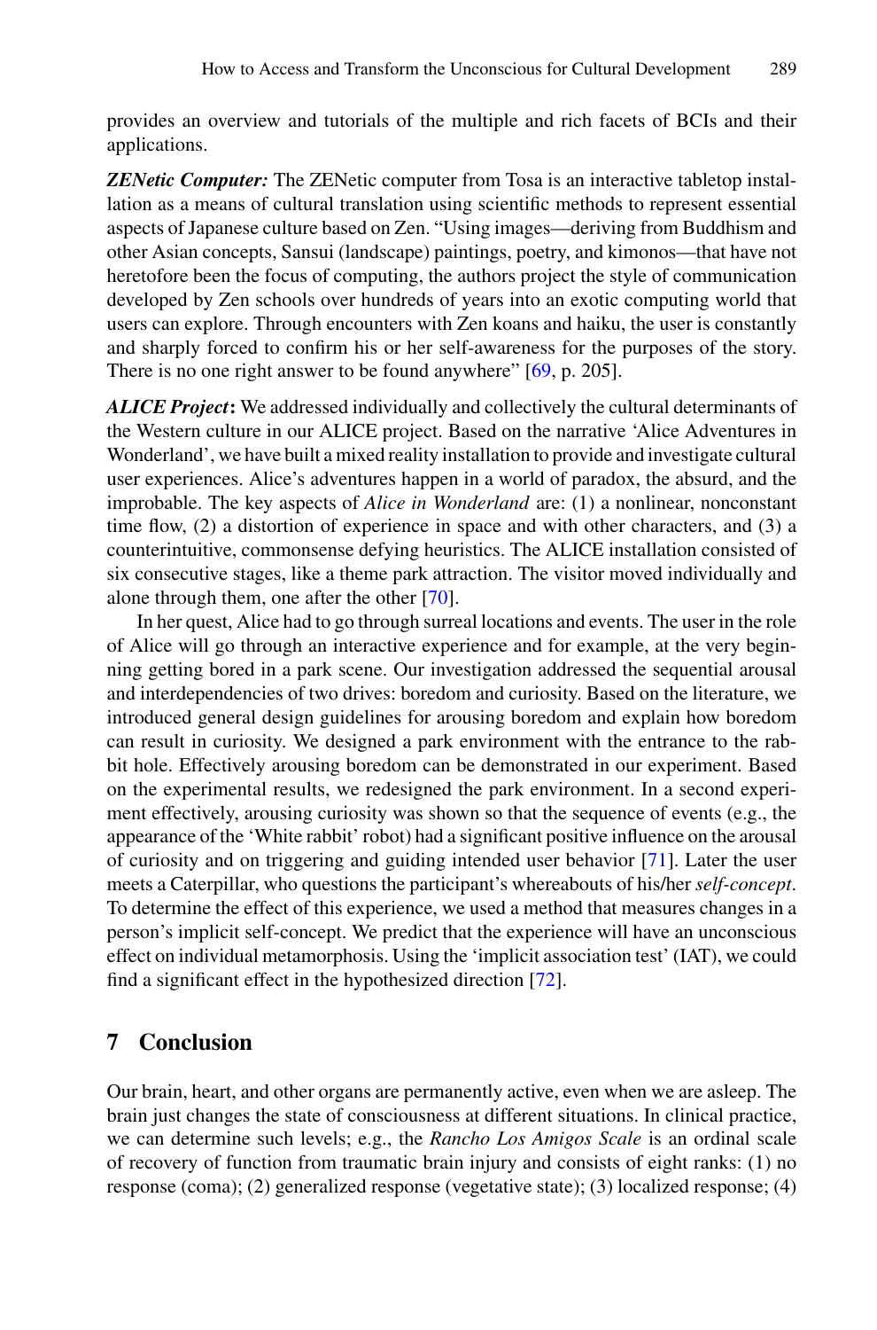provides an overview and tutorials of the multiple and rich facets of BCIs and their applications.

***ZENetic Computer:*** The ZENetic computer from Tosa is an interactive tabletop installation as a means of cultural translation using scientific methods to represent essential aspects of Japanese culture based on Zen. "Using images—deriving from Buddhism and other Asian concepts, Sansui (landscape) paintings, poetry, and kimonos—that have not heretofore been the focus of computing, the authors project the style of communication developed by Zen schools over hundreds of years into an exotic computing world that users can explore. Through encounters with Zen koans and haiku, the user is constantly and sharply forced to confirm his or her self-awareness for the purposes of the story. There is no one right answer to be found anywhere" [69, p. 205].

***ALICE Project*:** We addressed individually and collectively the cultural determinants of the Western culture in our ALICE project. Based on the narrative 'Alice Adventures in Wonderland', we have built a mixed reality installation to provide and investigate cultural user experiences. Alice's adventures happen in a world of paradox, the absurd, and the improbable. The key aspects of *Alice in Wonderland* are: (1) a nonlinear, nonconstant time flow, (2) a distortion of experience in space and with other characters, and (3) a counterintuitive, commonsense defying heuristics. The ALICE installation consisted of six consecutive stages, like a theme park attraction. The visitor moved individually and alone through them, one after the other [70].

In her quest, Alice had to go through surreal locations and events. The user in the role of Alice will go through an interactive experience and for example, at the very beginning getting bored in a park scene. Our investigation addressed the sequential arousal and interdependencies of two drives: boredom and curiosity. Based on the literature, we introduced general design guidelines for arousing boredom and explain how boredom can result in curiosity. We designed a park environment with the entrance to the rabbit hole. Effectively arousing boredom can be demonstrated in our experiment. Based on the experimental results, we redesigned the park environment. In a second experiment effectively, arousing curiosity was shown so that the sequence of events (e.g., the appearance of the 'White rabbit' robot) had a significant positive influence on the arousal of curiosity and on triggering and guiding intended user behavior [71]. Later the user meets a Caterpillar, who questions the participant's whereabouts of his/her *self-concept*. To determine the effect of this experience, we used a method that measures changes in a person's implicit self-concept. We predict that the experience will have an unconscious effect on individual metamorphosis. Using the 'implicit association test' (IAT), we could find a significant effect in the hypothesized direction [72].

## 7 Conclusion

Our brain, heart, and other organs are permanently active, even when we are asleep. The brain just changes the state of consciousness at different situations. In clinical practice, we can determine such levels; e.g., the *Rancho Los Amigos Scale* is an ordinal scale of recovery of function from traumatic brain injury and consists of eight ranks: (1) no response (coma); (2) generalized response (vegetative state); (3) localized response; (4)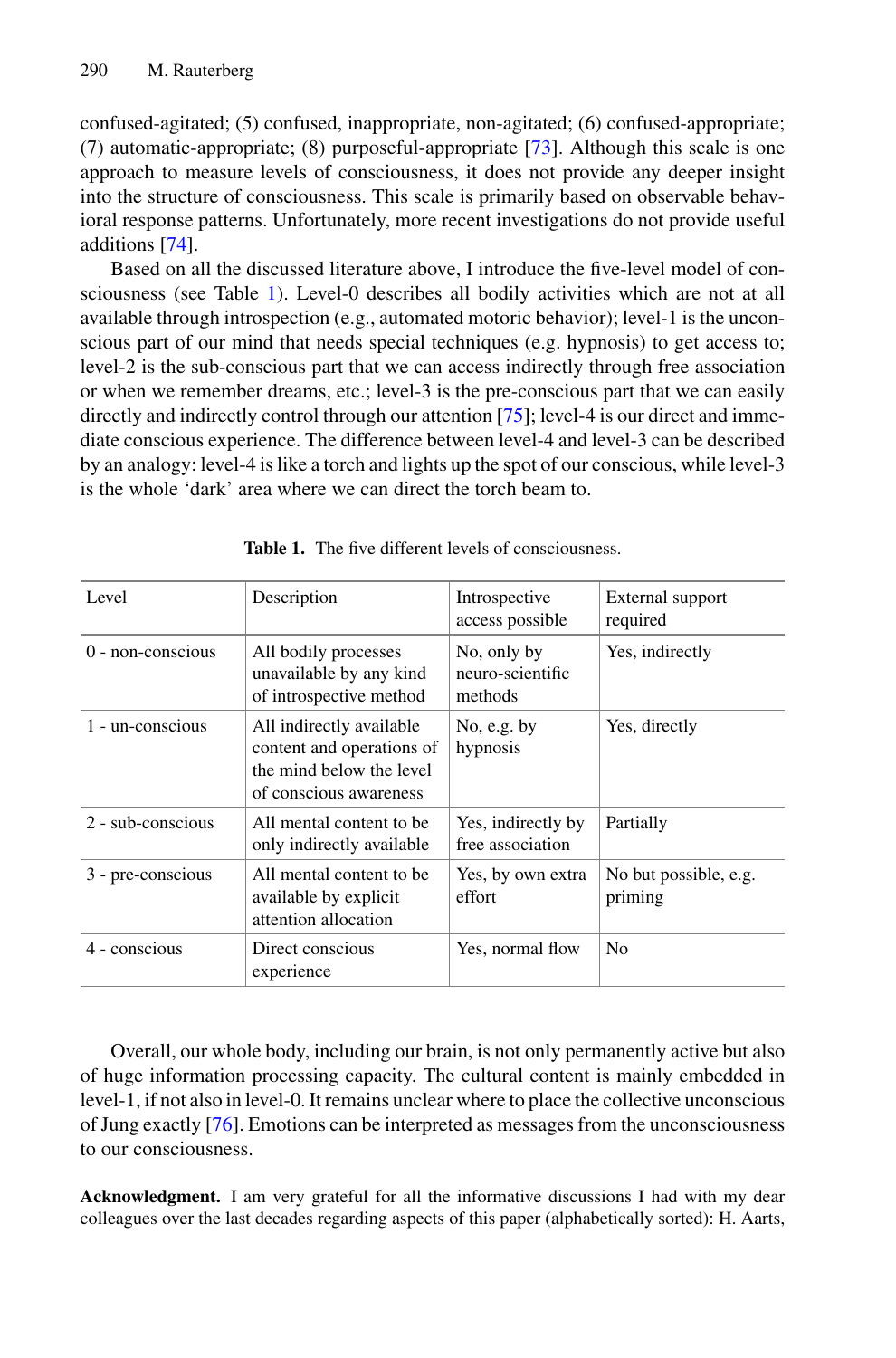confused-agitated; (5) confused, inappropriate, non-agitated; (6) confused-appropriate; (7) automatic-appropriate; (8) purposeful-appropriate [73]. Although this scale is one approach to measure levels of consciousness, it does not provide any deeper insight into the structure of consciousness. This scale is primarily based on observable behavioral response patterns. Unfortunately, more recent investigations do not provide useful additions [74].

Based on all the discussed literature above, I introduce the five-level model of consciousness (see Table 1). Level-0 describes all bodily activities which are not at all available through introspection (e.g., automated motoric behavior); level-1 is the unconscious part of our mind that needs special techniques (e.g. hypnosis) to get access to; level-2 is the sub-conscious part that we can access indirectly through free association or when we remember dreams, etc.; level-3 is the pre-conscious part that we can easily directly and indirectly control through our attention [75]; level-4 is our direct and immediate conscious experience. The difference between level-4 and level-3 can be described by an analogy: level-4 is like a torch and lights up the spot of our conscious, while level-3 is the whole 'dark' area where we can direct the torch beam to.

**Table 1.** The five different levels of consciousness.

| Level | Description | Introspective access possible | External support required |
|---|---|---|---|
| 0 - non-conscious | All bodily processes unavailable by any kind of introspective method | No, only by neuro-scientific methods | Yes, indirectly |
| 1 - un-conscious | All indirectly available content and operations of the mind below the level of conscious awareness | No, e.g. by hypnosis | Yes, directly |
| 2 - sub-conscious | All mental content to be only indirectly available | Yes, indirectly by free association | Partially |
| 3 - pre-conscious | All mental content to be available by explicit attention allocation | Yes, by own extra effort | No but possible, e.g. priming |
| 4 - conscious | Direct conscious experience | Yes, normal flow | No |

Overall, our whole body, including our brain, is not only permanently active but also of huge information processing capacity. The cultural content is mainly embedded in level-1, if not also in level-0. It remains unclear where to place the collective unconscious of Jung exactly [76]. Emotions can be interpreted as messages from the unconsciousness to our consciousness.

**Acknowledgment.** I am very grateful for all the informative discussions I had with my dear colleagues over the last decades regarding aspects of this paper (alphabetically sorted): H. Aarts,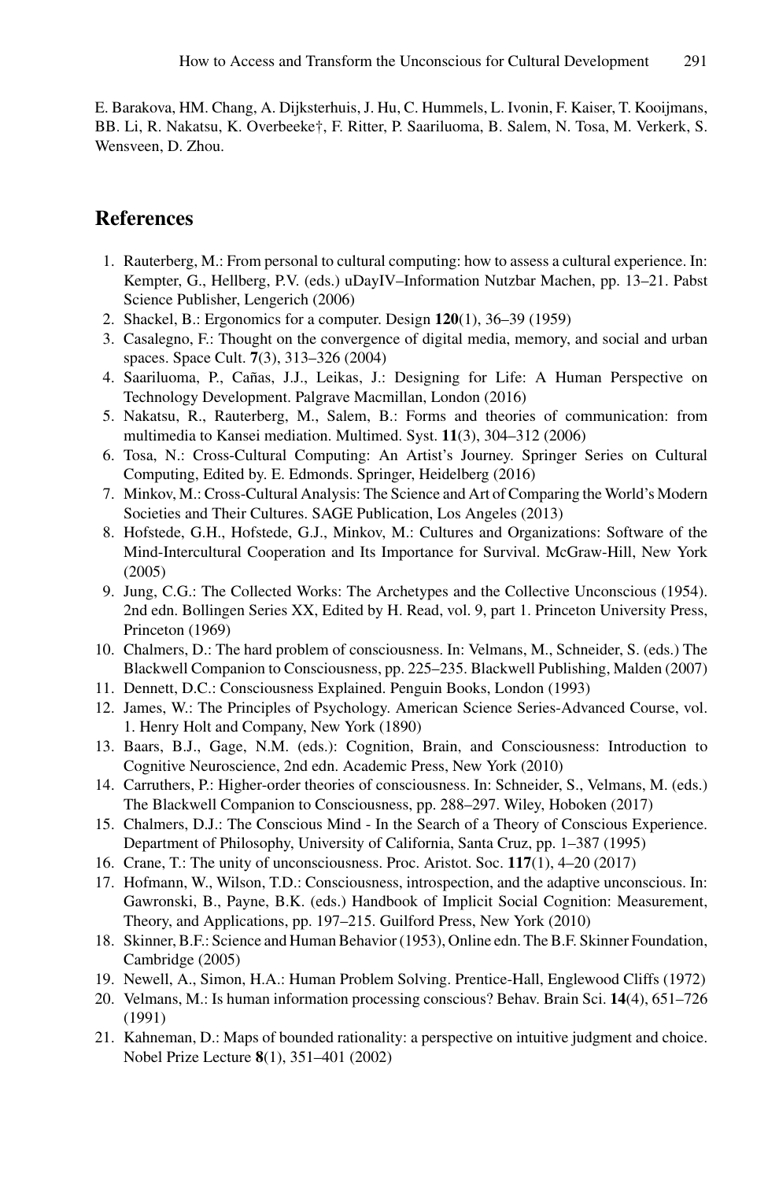E. Barakova, HM. Chang, A. Dijksterhuis, J. Hu, C. Hummels, L. Ivonin, F. Kaiser, T. Kooijmans, BB. Li, R. Nakatsu, K. Overbeeke†, F. Ritter, P. Saariluoma, B. Salem, N. Tosa, M. Verkerk, S. Wensveen, D. Zhou.

## References

1. Rauterberg, M.: From personal to cultural computing: how to assess a cultural experience. In: Kempter, G., Hellberg, P.V. (eds.) uDayIV–Information Nutzbar Machen, pp. 13–21. Pabst Science Publisher, Lengerich (2006)
2. Shackel, B.: Ergonomics for a computer. Design **120**(1), 36–39 (1959)
3. Casalegno, F.: Thought on the convergence of digital media, memory, and social and urban spaces. Space Cult. **7**(3), 313–326 (2004)
4. Saariluoma, P., Cañas, J.J., Leikas, J.: Designing for Life: A Human Perspective on Technology Development. Palgrave Macmillan, London (2016)
5. Nakatsu, R., Rauterberg, M., Salem, B.: Forms and theories of communication: from multimedia to Kansei mediation. Multimed. Syst. **11**(3), 304–312 (2006)
6. Tosa, N.: Cross-Cultural Computing: An Artist's Journey. Springer Series on Cultural Computing, Edited by. E. Edmonds. Springer, Heidelberg (2016)
7. Minkov, M.: Cross-Cultural Analysis: The Science and Art of Comparing the World's Modern Societies and Their Cultures. SAGE Publication, Los Angeles (2013)
8. Hofstede, G.H., Hofstede, G.J., Minkov, M.: Cultures and Organizations: Software of the Mind-Intercultural Cooperation and Its Importance for Survival. McGraw-Hill, New York (2005)
9. Jung, C.G.: The Collected Works: The Archetypes and the Collective Unconscious (1954). 2nd edn. Bollingen Series XX, Edited by H. Read, vol. 9, part 1. Princeton University Press, Princeton (1969)
10. Chalmers, D.: The hard problem of consciousness. In: Velmans, M., Schneider, S. (eds.) The Blackwell Companion to Consciousness, pp. 225–235. Blackwell Publishing, Malden (2007)
11. Dennett, D.C.: Consciousness Explained. Penguin Books, London (1993)
12. James, W.: The Principles of Psychology. American Science Series-Advanced Course, vol. 1. Henry Holt and Company, New York (1890)
13. Baars, B.J., Gage, N.M. (eds.): Cognition, Brain, and Consciousness: Introduction to Cognitive Neuroscience, 2nd edn. Academic Press, New York (2010)
14. Carruthers, P.: Higher-order theories of consciousness. In: Schneider, S., Velmans, M. (eds.) The Blackwell Companion to Consciousness, pp. 288–297. Wiley, Hoboken (2017)
15. Chalmers, D.J.: The Conscious Mind - In the Search of a Theory of Conscious Experience. Department of Philosophy, University of California, Santa Cruz, pp. 1–387 (1995)
16. Crane, T.: The unity of unconsciousness. Proc. Aristot. Soc. **117**(1), 4–20 (2017)
17. Hofmann, W., Wilson, T.D.: Consciousness, introspection, and the adaptive unconscious. In: Gawronski, B., Payne, B.K. (eds.) Handbook of Implicit Social Cognition: Measurement, Theory, and Applications, pp. 197–215. Guilford Press, New York (2010)
18. Skinner, B.F.: Science and Human Behavior (1953), Online edn. The B.F. Skinner Foundation, Cambridge (2005)
19. Newell, A., Simon, H.A.: Human Problem Solving. Prentice-Hall, Englewood Cliffs (1972)
20. Velmans, M.: Is human information processing conscious? Behav. Brain Sci. **14**(4), 651–726 (1991)
21. Kahneman, D.: Maps of bounded rationality: a perspective on intuitive judgment and choice. Nobel Prize Lecture **8**(1), 351–401 (2002)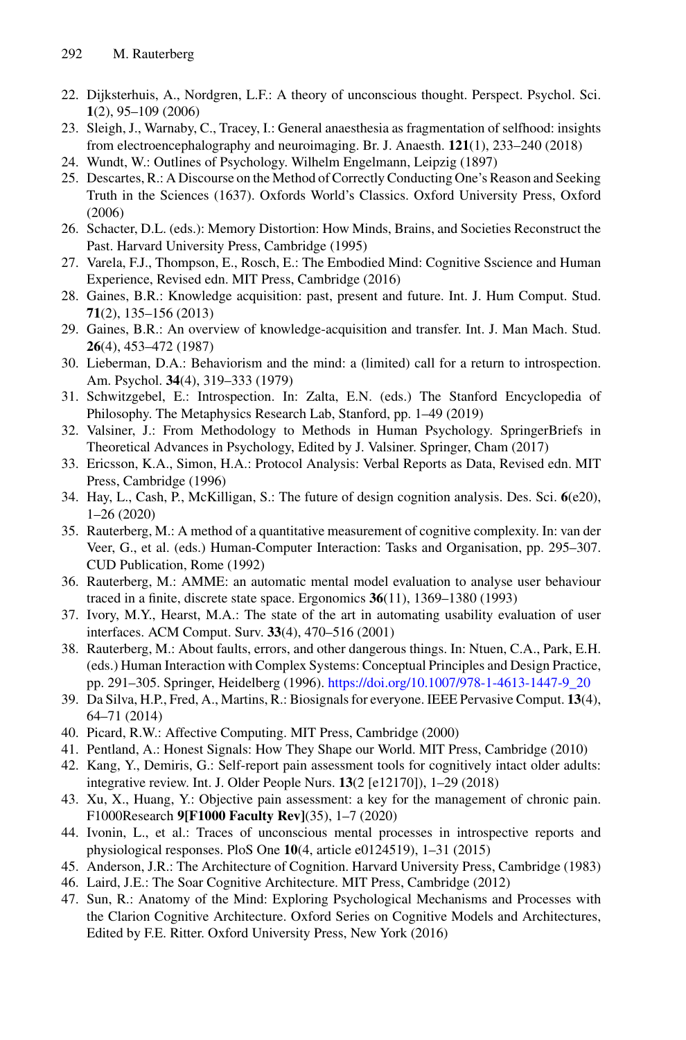22. Dijksterhuis, A., Nordgren, L.F.: A theory of unconscious thought. Perspect. Psychol. Sci. **1**(2), 95–109 (2006)
23. Sleigh, J., Warnaby, C., Tracey, I.: General anaesthesia as fragmentation of selfhood: insights from electroencephalography and neuroimaging. Br. J. Anaesth. **121**(1), 233–240 (2018)
24. Wundt, W.: Outlines of Psychology. Wilhelm Engelmann, Leipzig (1897)
25. Descartes, R.: A Discourse on the Method of Correctly Conducting One's Reason and Seeking Truth in the Sciences (1637). Oxfords World's Classics. Oxford University Press, Oxford (2006)
26. Schacter, D.L. (eds.): Memory Distortion: How Minds, Brains, and Societies Reconstruct the Past. Harvard University Press, Cambridge (1995)
27. Varela, F.J., Thompson, E., Rosch, E.: The Embodied Mind: Cognitive Sscience and Human Experience, Revised edn. MIT Press, Cambridge (2016)
28. Gaines, B.R.: Knowledge acquisition: past, present and future. Int. J. Hum Comput. Stud. **71**(2), 135–156 (2013)
29. Gaines, B.R.: An overview of knowledge-acquisition and transfer. Int. J. Man Mach. Stud. **26**(4), 453–472 (1987)
30. Lieberman, D.A.: Behaviorism and the mind: a (limited) call for a return to introspection. Am. Psychol. **34**(4), 319–333 (1979)
31. Schwitzgebel, E.: Introspection. In: Zalta, E.N. (eds.) The Stanford Encyclopedia of Philosophy. The Metaphysics Research Lab, Stanford, pp. 1–49 (2019)
32. Valsiner, J.: From Methodology to Methods in Human Psychology. SpringerBriefs in Theoretical Advances in Psychology, Edited by J. Valsiner. Springer, Cham (2017)
33. Ericsson, K.A., Simon, H.A.: Protocol Analysis: Verbal Reports as Data, Revised edn. MIT Press, Cambridge (1996)
34. Hay, L., Cash, P., McKilligan, S.: The future of design cognition analysis. Des. Sci. **6**(e20), 1–26 (2020)
35. Rauterberg, M.: A method of a quantitative measurement of cognitive complexity. In: van der Veer, G., et al. (eds.) Human-Computer Interaction: Tasks and Organisation, pp. 295–307. CUD Publication, Rome (1992)
36. Rauterberg, M.: AMME: an automatic mental model evaluation to analyse user behaviour traced in a finite, discrete state space. Ergonomics **36**(11), 1369–1380 (1993)
37. Ivory, M.Y., Hearst, M.A.: The state of the art in automating usability evaluation of user interfaces. ACM Comput. Surv. **33**(4), 470–516 (2001)
38. Rauterberg, M.: About faults, errors, and other dangerous things. In: Ntuen, C.A., Park, E.H. (eds.) Human Interaction with Complex Systems: Conceptual Principles and Design Practice, pp. 291–305. Springer, Heidelberg (1996). https://doi.org/10.1007/978-1-4613-1447-9_20
39. Da Silva, H.P., Fred, A., Martins, R.: Biosignals for everyone. IEEE Pervasive Comput. **13**(4), 64–71 (2014)
40. Picard, R.W.: Affective Computing. MIT Press, Cambridge (2000)
41. Pentland, A.: Honest Signals: How They Shape our World. MIT Press, Cambridge (2010)
42. Kang, Y., Demiris, G.: Self-report pain assessment tools for cognitively intact older adults: integrative review. Int. J. Older People Nurs. **13**(2 [e12170]), 1–29 (2018)
43. Xu, X., Huang, Y.: Objective pain assessment: a key for the management of chronic pain. F1000Research **9[F1000 Faculty Rev]**(35), 1–7 (2020)
44. Ivonin, L., et al.: Traces of unconscious mental processes in introspective reports and physiological responses. PloS One **10**(4, article e0124519), 1–31 (2015)
45. Anderson, J.R.: The Architecture of Cognition. Harvard University Press, Cambridge (1983)
46. Laird, J.E.: The Soar Cognitive Architecture. MIT Press, Cambridge (2012)
47. Sun, R.: Anatomy of the Mind: Exploring Psychological Mechanisms and Processes with the Clarion Cognitive Architecture. Oxford Series on Cognitive Models and Architectures, Edited by F.E. Ritter. Oxford University Press, New York (2016)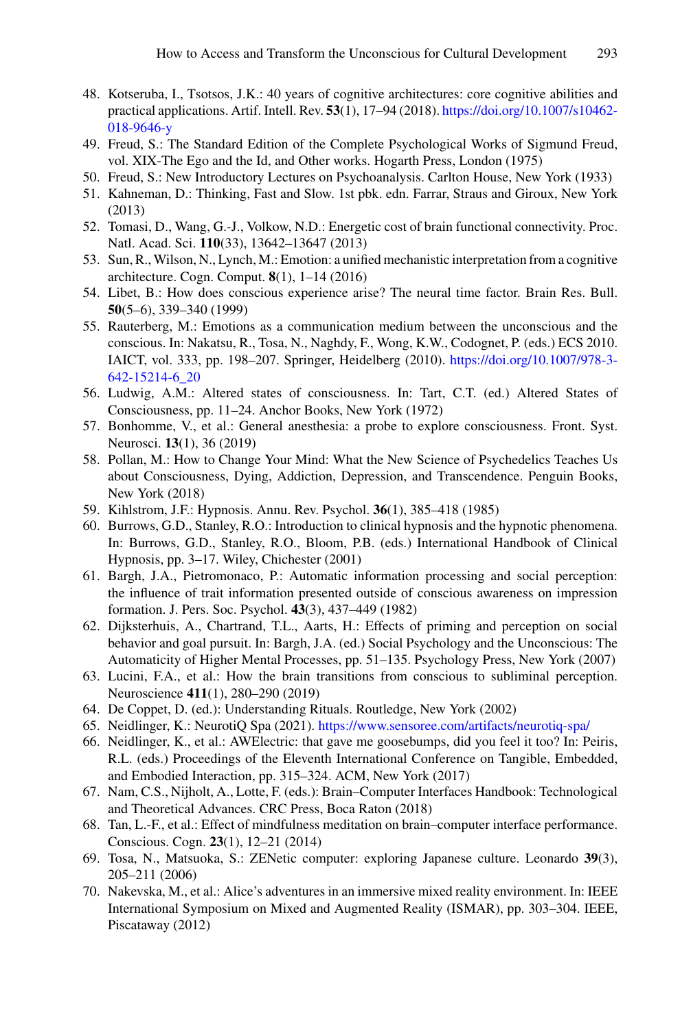48. Kotseruba, I., Tsotsos, J.K.: 40 years of cognitive architectures: core cognitive abilities and practical applications. Artif. Intell. Rev. **53**(1), 17–94 (2018). https://doi.org/10.1007/s10462-018-9646-y
49. Freud, S.: The Standard Edition of the Complete Psychological Works of Sigmund Freud, vol. XIX-The Ego and the Id, and Other works. Hogarth Press, London (1975)
50. Freud, S.: New Introductory Lectures on Psychoanalysis. Carlton House, New York (1933)
51. Kahneman, D.: Thinking, Fast and Slow. 1st pbk. edn. Farrar, Straus and Giroux, New York (2013)
52. Tomasi, D., Wang, G.-J., Volkow, N.D.: Energetic cost of brain functional connectivity. Proc. Natl. Acad. Sci. **110**(33), 13642–13647 (2013)
53. Sun, R., Wilson, N., Lynch, M.: Emotion: a unified mechanistic interpretation from a cognitive architecture. Cogn. Comput. **8**(1), 1–14 (2016)
54. Libet, B.: How does conscious experience arise? The neural time factor. Brain Res. Bull. **50**(5–6), 339–340 (1999)
55. Rauterberg, M.: Emotions as a communication medium between the unconscious and the conscious. In: Nakatsu, R., Tosa, N., Naghdy, F., Wong, K.W., Codognet, P. (eds.) ECS 2010. IAICT, vol. 333, pp. 198–207. Springer, Heidelberg (2010). https://doi.org/10.1007/978-3-642-15214-6_20
56. Ludwig, A.M.: Altered states of consciousness. In: Tart, C.T. (ed.) Altered States of Consciousness, pp. 11–24. Anchor Books, New York (1972)
57. Bonhomme, V., et al.: General anesthesia: a probe to explore consciousness. Front. Syst. Neurosci. **13**(1), 36 (2019)
58. Pollan, M.: How to Change Your Mind: What the New Science of Psychedelics Teaches Us about Consciousness, Dying, Addiction, Depression, and Transcendence. Penguin Books, New York (2018)
59. Kihlstrom, J.F.: Hypnosis. Annu. Rev. Psychol. **36**(1), 385–418 (1985)
60. Burrows, G.D., Stanley, R.O.: Introduction to clinical hypnosis and the hypnotic phenomena. In: Burrows, G.D., Stanley, R.O., Bloom, P.B. (eds.) International Handbook of Clinical Hypnosis, pp. 3–17. Wiley, Chichester (2001)
61. Bargh, J.A., Pietromonaco, P.: Automatic information processing and social perception: the influence of trait information presented outside of conscious awareness on impression formation. J. Pers. Soc. Psychol. **43**(3), 437–449 (1982)
62. Dijksterhuis, A., Chartrand, T.L., Aarts, H.: Effects of priming and perception on social behavior and goal pursuit. In: Bargh, J.A. (ed.) Social Psychology and the Unconscious: The Automaticity of Higher Mental Processes, pp. 51–135. Psychology Press, New York (2007)
63. Lucini, F.A., et al.: How the brain transitions from conscious to subliminal perception. Neuroscience **411**(1), 280–290 (2019)
64. De Coppet, D. (ed.): Understanding Rituals. Routledge, New York (2002)
65. Neidlinger, K.: NeurotiQ Spa (2021). https://www.sensoree.com/artifacts/neurotiq-spa/
66. Neidlinger, K., et al.: AWElectric: that gave me goosebumps, did you feel it too? In: Peiris, R.L. (eds.) Proceedings of the Eleventh International Conference on Tangible, Embedded, and Embodied Interaction, pp. 315–324. ACM, New York (2017)
67. Nam, C.S., Nijholt, A., Lotte, F. (eds.): Brain–Computer Interfaces Handbook: Technological and Theoretical Advances. CRC Press, Boca Raton (2018)
68. Tan, L.-F., et al.: Effect of mindfulness meditation on brain–computer interface performance. Conscious. Cogn. **23**(1), 12–21 (2014)
69. Tosa, N., Matsuoka, S.: ZENetic computer: exploring Japanese culture. Leonardo **39**(3), 205–211 (2006)
70. Nakevska, M., et al.: Alice's adventures in an immersive mixed reality environment. In: IEEE International Symposium on Mixed and Augmented Reality (ISMAR), pp. 303–304. IEEE, Piscataway (2012)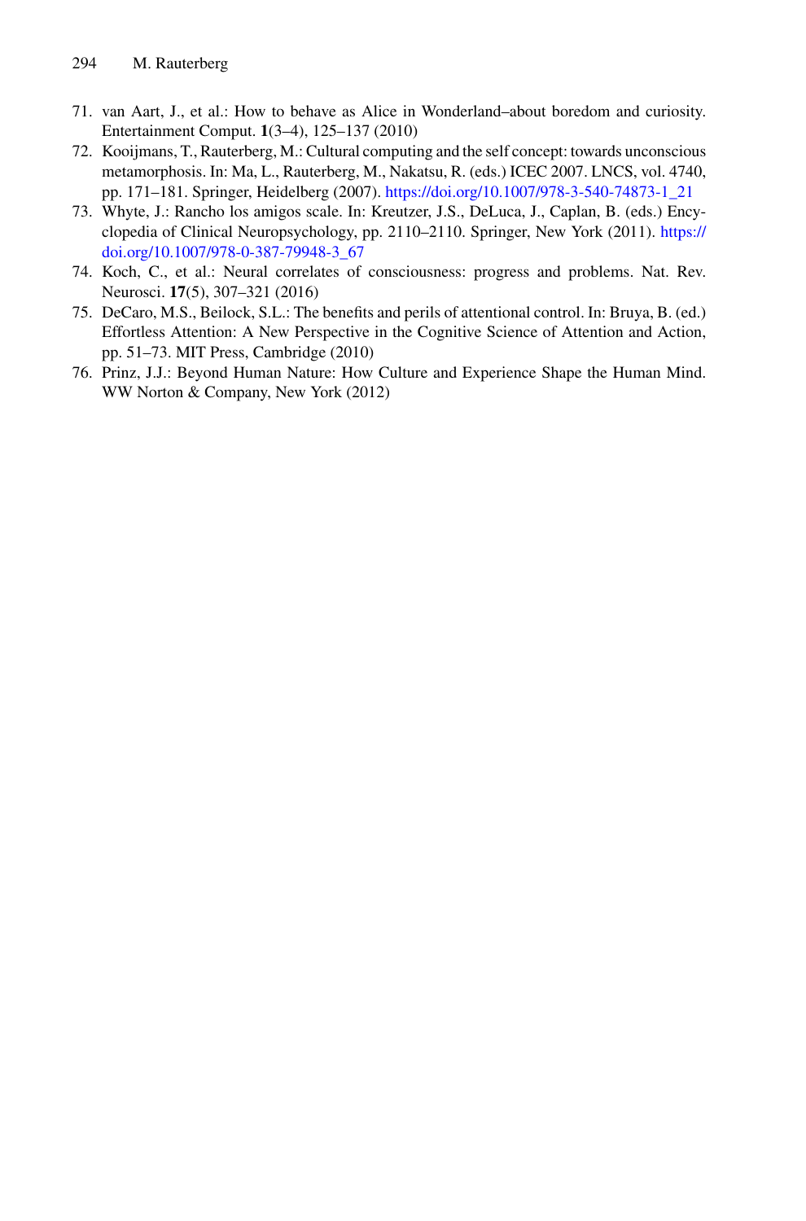71. van Aart, J., et al.: How to behave as Alice in Wonderland–about boredom and curiosity. Entertainment Comput. **1**(3–4), 125–137 (2010)
72. Kooijmans, T., Rauterberg, M.: Cultural computing and the self concept: towards unconscious metamorphosis. In: Ma, L., Rauterberg, M., Nakatsu, R. (eds.) ICEC 2007. LNCS, vol. 4740, pp. 171–181. Springer, Heidelberg (2007). https://doi.org/10.1007/978-3-540-74873-1_21
73. Whyte, J.: Rancho los amigos scale. In: Kreutzer, J.S., DeLuca, J., Caplan, B. (eds.) Encyclopedia of Clinical Neuropsychology, pp. 2110–2110. Springer, New York (2011). https://doi.org/10.1007/978-0-387-79948-3_67
74. Koch, C., et al.: Neural correlates of consciousness: progress and problems. Nat. Rev. Neurosci. **17**(5), 307–321 (2016)
75. DeCaro, M.S., Beilock, S.L.: The benefits and perils of attentional control. In: Bruya, B. (ed.) Effortless Attention: A New Perspective in the Cognitive Science of Attention and Action, pp. 51–73. MIT Press, Cambridge (2010)
76. Prinz, J.J.: Beyond Human Nature: How Culture and Experience Shape the Human Mind. WW Norton & Company, New York (2012)